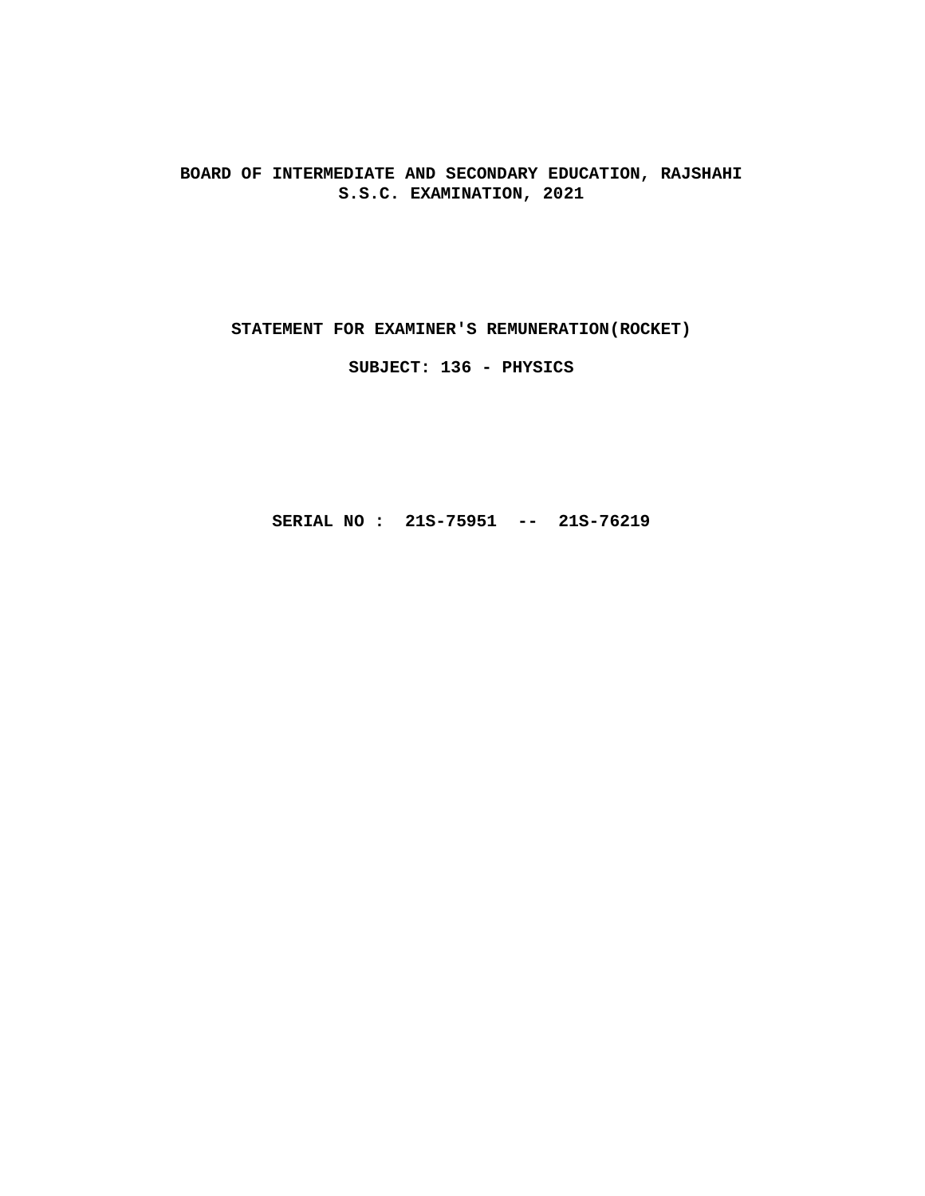# BOARD OF INTERMEDIATE AND SECONDARY EDUCATION, RAJSHAHI
## S.S.C. EXAMINATION, 2021

**STATEMENT FOR EXAMINER'S REMUNERATION(ROCKET)**

**SUBJECT: 136 - PHYSICS**

**SERIAL NO : 21S-75951 -- 21S-76219**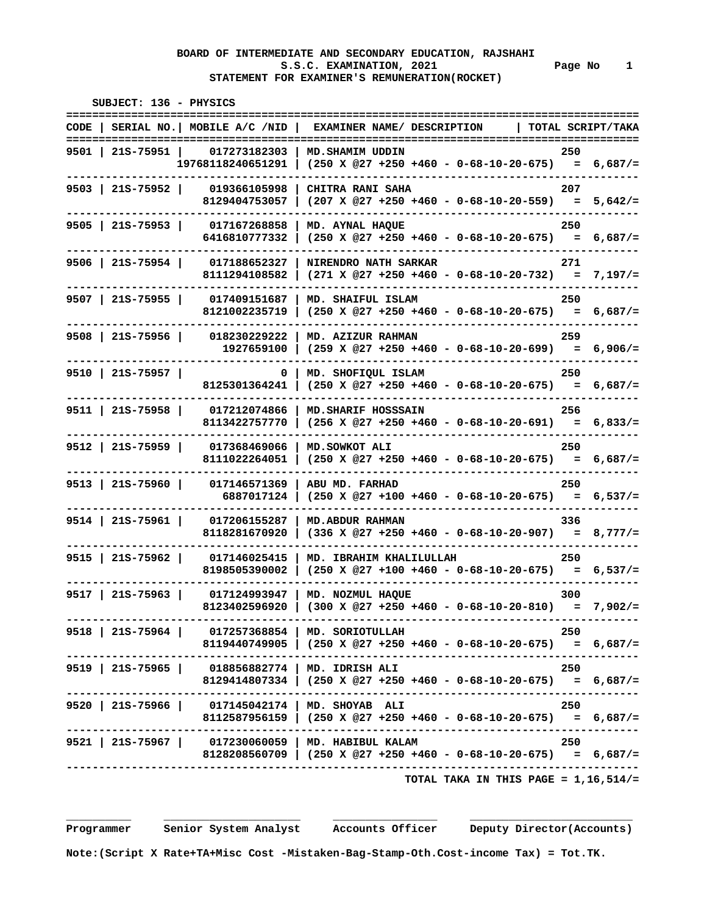**BOARD OF INTERMEDIATE AND SECONDARY EDUCATION, RAJSHAHI**
**S.S.C. EXAMINATION, 2021**
**STATEMENT FOR EXAMINER'S REMUNERATION(ROCKET)**

**SUBJECT: 136 - PHYSICS**

| CODE | SERIAL NO. | MOBILE A/C /NID | EXAMINER NAME/ DESCRIPTION | TOTAL SCRIPT/TAKA |
|---|---|---|---|---|
| 9501 | 21S-75951 | 017273182303 | MD.SHAMIM UDDIN | 250 |
| | | 19768118240651291 | (250 X @27 +250 +460 - 0-68-10-20-675) | = 6,687/= |
| 9503 | 21S-75952 | 019366105998 | CHITRA RANI SAHA | 207 |
| | | 8129404753057 | (207 X @27 +250 +460 - 0-68-10-20-559) | = 5,642/= |
| 9505 | 21S-75953 | 017167268858 | MD. AYNAL HAQUE | 250 |
| | | 6416810777332 | (250 X @27 +250 +460 - 0-68-10-20-675) | = 6,687/= |
| 9506 | 21S-75954 | 017188652327 | NIRENDRO NATH SARKAR | 271 |
| | | 8111294108582 | (271 X @27 +250 +460 - 0-68-10-20-732) | = 7,197/= |
| 9507 | 21S-75955 | 017409151687 | MD. SHAIFUL ISLAM | 250 |
| | | 8121002235719 | (250 X @27 +250 +460 - 0-68-10-20-675) | = 6,687/= |
| 9508 | 21S-75956 | 018230229222 | MD. AZIZUR RAHMAN | 259 |
| | | 1927659100 | (259 X @27 +250 +460 - 0-68-10-20-699) | = 6,906/= |
| 9510 | 21S-75957 | 0 | MD. SHOFIQUL ISLAM | 250 |
| | | 8125301364241 | (250 X @27 +250 +460 - 0-68-10-20-675) | = 6,687/= |
| 9511 | 21S-75958 | 017212074866 | MD.SHARIF HOSSSAIN | 256 |
| | | 8113422757770 | (256 X @27 +250 +460 - 0-68-10-20-691) | = 6,833/= |
| 9512 | 21S-75959 | 017368469066 | MD.SOWKOT ALI | 250 |
| | | 8111022264051 | (250 X @27 +250 +460 - 0-68-10-20-675) | = 6,687/= |
| 9513 | 21S-75960 | 017146571369 | ABU MD. FARHAD | 250 |
| | | 6887017124 | (250 X @27 +100 +460 - 0-68-10-20-675) | = 6,537/= |
| 9514 | 21S-75961 | 017206155287 | MD.ABDUR RAHMAN | 336 |
| | | 8118281670920 | (336 X @27 +250 +460 - 0-68-10-20-907) | = 8,777/= |
| 9515 | 21S-75962 | 017146025415 | MD. IBRAHIM KHALILULLAH | 250 |
| | | 8198505390002 | (250 X @27 +100 +460 - 0-68-10-20-675) | = 6,537/= |
| 9517 | 21S-75963 | 017124993947 | MD. NOZMUL HAQUE | 300 |
| | | 8123402596920 | (300 X @27 +250 +460 - 0-68-10-20-810) | = 7,902/= |
| 9518 | 21S-75964 | 017257368854 | MD. SORIOTULLAH | 250 |
| | | 8119440749905 | (250 X @27 +250 +460 - 0-68-10-20-675) | = 6,687/= |
| 9519 | 21S-75965 | 018856882774 | MD. IDRISH ALI | 250 |
| | | 8129414807334 | (250 X @27 +250 +460 - 0-68-10-20-675) | = 6,687/= |
| 9520 | 21S-75966 | 017145042174 | MD. SHOYAB ALI | 250 |
| | | 8112587956159 | (250 X @27 +250 +460 - 0-68-10-20-675) | = 6,687/= |
| 9521 | 21S-75967 | 017230060059 | MD. HABIBUL KALAM | 250 |
| | | 8128208560709 | (250 X @27 +250 +460 - 0-68-10-20-675) | = 6,687/= |

**TOTAL TAKA IN THIS PAGE = 1,16,514/=**

**Programmer** &nbsp;&nbsp; **Senior System Analyst** &nbsp;&nbsp; **Accounts Officer** &nbsp;&nbsp; **Deputy Director(Accounts)**

**Note:(Script X Rate+TA+Misc Cost -Mistaken-Bag-Stamp-Oth.Cost-income Tax) = Tot.TK.**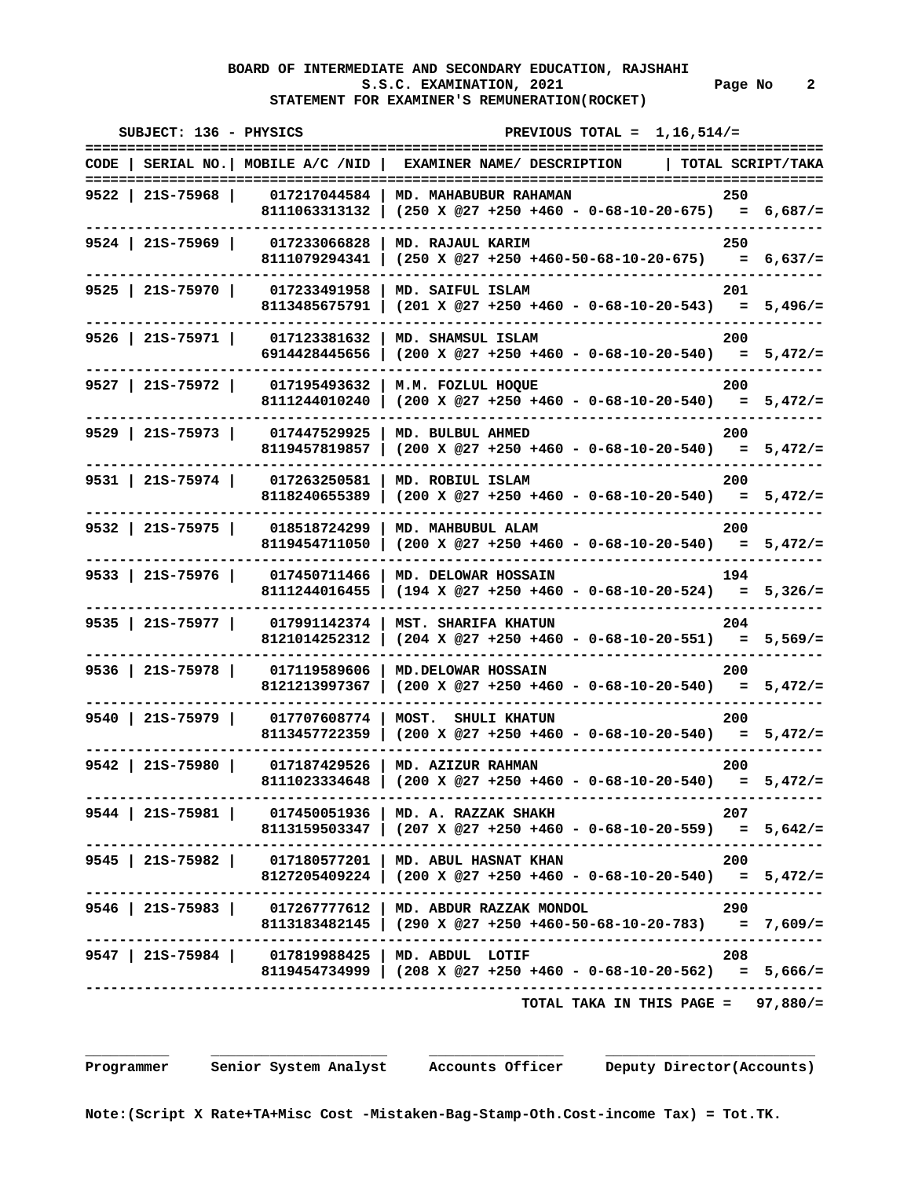**BOARD OF INTERMEDIATE AND SECONDARY EDUCATION, RAJSHAHI**
**S.S.C. EXAMINATION, 2021**
**STATEMENT FOR EXAMINER'S REMUNERATION(ROCKET)**

**SUBJECT: 136 - PHYSICS** **PREVIOUS TOTAL = 1,16,514/=**

| CODE | SERIAL NO. | MOBILE A/C /NID | EXAMINER NAME/ DESCRIPTION | TOTAL SCRIPT/TAKA |
|---|---|---|---|---|
| 9522 | 21S-75968 | 017217044584 | MD. MAHABUBUR RAHAMAN | 250 |
| | | 8111063313132 | (250 X @27 +250 +460 - 0-68-10-20-675) | = 6,687/= |
| 9524 | 21S-75969 | 017233066828 | MD. RAJAUL KARIM | 250 |
| | | 8111079294341 | (250 X @27 +250 +460-50-68-10-20-675) | = 6,637/= |
| 9525 | 21S-75970 | 017233491958 | MD. SAIFUL ISLAM | 201 |
| | | 8113485675791 | (201 X @27 +250 +460 - 0-68-10-20-543) | = 5,496/= |
| 9526 | 21S-75971 | 017123381632 | MD. SHAMSUL ISLAM | 200 |
| | | 6914428445656 | (200 X @27 +250 +460 - 0-68-10-20-540) | = 5,472/= |
| 9527 | 21S-75972 | 017195493632 | M.M. FOZLUL HOQUE | 200 |
| | | 8111244010240 | (200 X @27 +250 +460 - 0-68-10-20-540) | = 5,472/= |
| 9529 | 21S-75973 | 017447529925 | MD. BULBUL AHMED | 200 |
| | | 8119457819857 | (200 X @27 +250 +460 - 0-68-10-20-540) | = 5,472/= |
| 9531 | 21S-75974 | 017263250581 | MD. ROBIUL ISLAM | 200 |
| | | 8118240655389 | (200 X @27 +250 +460 - 0-68-10-20-540) | = 5,472/= |
| 9532 | 21S-75975 | 018518724299 | MD. MAHBUBUL ALAM | 200 |
| | | 8119454711050 | (200 X @27 +250 +460 - 0-68-10-20-540) | = 5,472/= |
| 9533 | 21S-75976 | 017450711466 | MD. DELOWAR HOSSAIN | 194 |
| | | 8111244016455 | (194 X @27 +250 +460 - 0-68-10-20-524) | = 5,326/= |
| 9535 | 21S-75977 | 017991142374 | MST. SHARIFA KHATUN | 204 |
| | | 8121014252312 | (204 X @27 +250 +460 - 0-68-10-20-551) | = 5,569/= |
| 9536 | 21S-75978 | 017119589606 | MD.DELOWAR HOSSAIN | 200 |
| | | 8121213997367 | (200 X @27 +250 +460 - 0-68-10-20-540) | = 5,472/= |
| 9540 | 21S-75979 | 017707608774 | MOST. SHULI KHATUN | 200 |
| | | 8113457722359 | (200 X @27 +250 +460 - 0-68-10-20-540) | = 5,472/= |
| 9542 | 21S-75980 | 017187429526 | MD. AZIZUR RAHMAN | 200 |
| | | 8111023334648 | (200 X @27 +250 +460 - 0-68-10-20-540) | = 5,472/= |
| 9544 | 21S-75981 | 017450051936 | MD. A. RAZZAK SHAKH | 207 |
| | | 8113159503347 | (207 X @27 +250 +460 - 0-68-10-20-559) | = 5,642/= |
| 9545 | 21S-75982 | 017180577201 | MD. ABUL HASNAT KHAN | 200 |
| | | 8127205409224 | (200 X @27 +250 +460 - 0-68-10-20-540) | = 5,472/= |
| 9546 | 21S-75983 | 017267777612 | MD. ABDUR RAZZAK MONDOL | 290 |
| | | 8113183482145 | (290 X @27 +250 +460-50-68-10-20-783) | = 7,609/= |
| 9547 | 21S-75984 | 017819988425 | MD. ABDUL LOTIF | 208 |
| | | 8119454734999 | (208 X @27 +250 +460 - 0-68-10-20-562) | = 5,666/= |

**TOTAL TAKA IN THIS PAGE = 97,880/=**

| Programmer | Senior System Analyst | Accounts Officer | Deputy Director(Accounts) |
|---|---|---|---|

**Note:(Script X Rate+TA+Misc Cost -Mistaken-Bag-Stamp-Oth.Cost-income Tax) = Tot.TK.**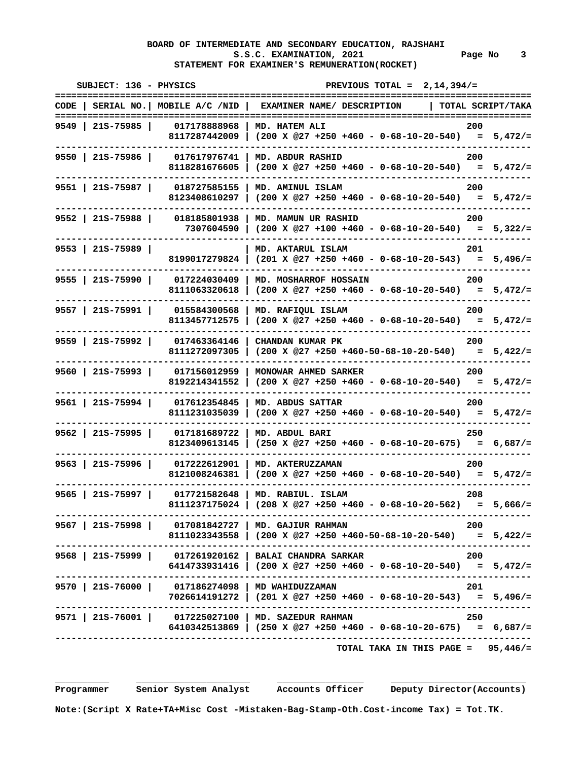**BOARD OF INTERMEDIATE AND SECONDARY EDUCATION, RAJSHAHI**
**S.S.C. EXAMINATION, 2021** Page No 3
**STATEMENT FOR EXAMINER'S REMUNERATION(ROCKET)**

**SUBJECT: 136 - PHYSICS** **PREVIOUS TOTAL = 2,14,394/=**

| CODE | SERIAL NO. | MOBILE A/C /NID | EXAMINER NAME/ DESCRIPTION | TOTAL SCRIPT/TAKA |
|---|---|---|---|---|
| 9549 | 21S-75985 | 017178888968 | MD. HATEM ALI | 200 |
| | | 8117287442009 | (200 X @27 +250 +460 - 0-68-10-20-540) | = 5,472/= |
| 9550 | 21S-75986 | 017617976741 | MD. ABDUR RASHID | 200 |
| | | 8118281676605 | (200 X @27 +250 +460 - 0-68-10-20-540) | = 5,472/= |
| 9551 | 21S-75987 | 018727585155 | MD. AMINUL ISLAM | 200 |
| | | 8123408610297 | (200 X @27 +250 +460 - 0-68-10-20-540) | = 5,472/= |
| 9552 | 21S-75988 | 018185801938 | MD. MAMUN UR RASHID | 200 |
| | | 7307604590 | (200 X @27 +100 +460 - 0-68-10-20-540) | = 5,322/= |
| 9553 | 21S-75989 | | MD. AKTARUL ISLAM | 201 |
| | | 8199017279824 | (201 X @27 +250 +460 - 0-68-10-20-543) | = 5,496/= |
| 9555 | 21S-75990 | 017224030409 | MD. MOSHARROF HOSSAIN | 200 |
| | | 8111063320618 | (200 X @27 +250 +460 - 0-68-10-20-540) | = 5,472/= |
| 9557 | 21S-75991 | 015584300568 | MD. RAFIQUL ISLAM | 200 |
| | | 8113457712575 | (200 X @27 +250 +460 - 0-68-10-20-540) | = 5,472/= |
| 9559 | 21S-75992 | 017463364146 | CHANDAN KUMAR PK | 200 |
| | | 8111272097305 | (200 X @27 +250 +460-50-68-10-20-540) | = 5,422/= |
| 9560 | 21S-75993 | 017156012959 | MONOWAR AHMED SARKER | 200 |
| | | 8192214341552 | (200 X @27 +250 +460 - 0-68-10-20-540) | = 5,472/= |
| 9561 | 21S-75994 | 017612354845 | MD. ABDUS SATTAR | 200 |
| | | 8111231035039 | (200 X @27 +250 +460 - 0-68-10-20-540) | = 5,472/= |
| 9562 | 21S-75995 | 017181689722 | MD. ABDUL BARI | 250 |
| | | 8123409613145 | (250 X @27 +250 +460 - 0-68-10-20-675) | = 6,687/= |
| 9563 | 21S-75996 | 017222612901 | MD. AKTERUZZAMAN | 200 |
| | | 8121008246381 | (200 X @27 +250 +460 - 0-68-10-20-540) | = 5,472/= |
| 9565 | 21S-75997 | 017721582648 | MD. RABIUL. ISLAM | 208 |
| | | 8111237175024 | (208 X @27 +250 +460 - 0-68-10-20-562) | = 5,666/= |
| 9567 | 21S-75998 | 017081842727 | MD. GAJIUR RAHMAN | 200 |
| | | 8111023343558 | (200 X @27 +250 +460-50-68-10-20-540) | = 5,422/= |
| 9568 | 21S-75999 | 017261920162 | BALAI CHANDRA SARKAR | 200 |
| | | 6414733931416 | (200 X @27 +250 +460 - 0-68-10-20-540) | = 5,472/= |
| 9570 | 21S-76000 | 017186274098 | MD WAHIDUZZAMAN | 201 |
| | | 7026614191272 | (201 X @27 +250 +460 - 0-68-10-20-543) | = 5,496/= |
| 9571 | 21S-76001 | 017225027100 | MD. SAZEDUR RAHMAN | 250 |
| | | 6410342513869 | (250 X @27 +250 +460 - 0-68-10-20-675) | = 6,687/= |

**TOTAL TAKA IN THIS PAGE = 95,446/=**

Programmer    Senior System Analyst    Accounts Officer    Deputy Director(Accounts)

**Note:(Script X Rate+TA+Misc Cost -Mistaken-Bag-Stamp-Oth.Cost-income Tax) = Tot.TK.**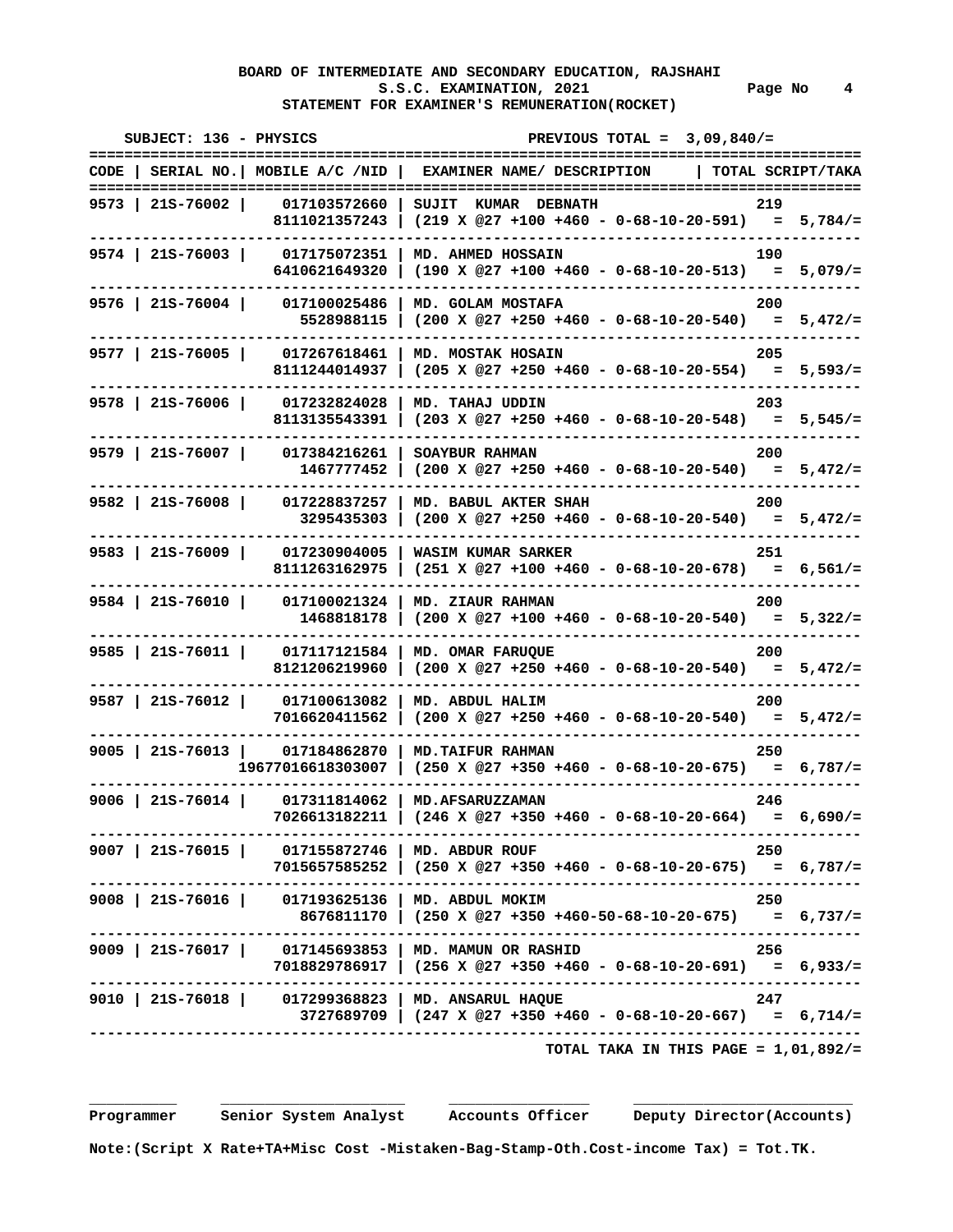**BOARD OF INTERMEDIATE AND SECONDARY EDUCATION, RAJSHAHI**
**S.S.C. EXAMINATION, 2021** Page No 4
**STATEMENT FOR EXAMINER'S REMUNERATION(ROCKET)**

SUBJECT: 136 - PHYSICS PREVIOUS TOTAL = 3,09,840/=

| CODE | SERIAL NO. | MOBILE A/C /NID | EXAMINER NAME/ DESCRIPTION | TOTAL SCRIPT/TAKA |
|---|---|---|---|---|
| 9573 | 21S-76002 | 017103572660 | SUJIT KUMAR DEBNATH | 219 |
| | | 8111021357243 | (219 X @27 +100 +460 - 0-68-10-20-591) | = 5,784/= |
| 9574 | 21S-76003 | 017175072351 | MD. AHMED HOSSAIN | 190 |
| | | 6410621649320 | (190 X @27 +100 +460 - 0-68-10-20-513) | = 5,079/= |
| 9576 | 21S-76004 | 017100025486 | MD. GOLAM MOSTAFA | 200 |
| | | 5528988115 | (200 X @27 +250 +460 - 0-68-10-20-540) | = 5,472/= |
| 9577 | 21S-76005 | 017267618461 | MD. MOSTAK HOSAIN | 205 |
| | | 8111244014937 | (205 X @27 +250 +460 - 0-68-10-20-554) | = 5,593/= |
| 9578 | 21S-76006 | 017232824028 | MD. TAHAJ UDDIN | 203 |
| | | 8113135543391 | (203 X @27 +250 +460 - 0-68-10-20-548) | = 5,545/= |
| 9579 | 21S-76007 | 017384216261 | SOAYBUR RAHMAN | 200 |
| | | 1467777452 | (200 X @27 +250 +460 - 0-68-10-20-540) | = 5,472/= |
| 9582 | 21S-76008 | 017228837257 | MD. BABUL AKTER SHAH | 200 |
| | | 3295435303 | (200 X @27 +250 +460 - 0-68-10-20-540) | = 5,472/= |
| 9583 | 21S-76009 | 017230904005 | WASIM KUMAR SARKER | 251 |
| | | 8111263162975 | (251 X @27 +100 +460 - 0-68-10-20-678) | = 6,561/= |
| 9584 | 21S-76010 | 017100021324 | MD. ZIAUR RAHMAN | 200 |
| | | 1468818178 | (200 X @27 +100 +460 - 0-68-10-20-540) | = 5,322/= |
| 9585 | 21S-76011 | 017117121584 | MD. OMAR FARUQUE | 200 |
| | | 8121206219960 | (200 X @27 +250 +460 - 0-68-10-20-540) | = 5,472/= |
| 9587 | 21S-76012 | 017100613082 | MD. ABDUL HALIM | 200 |
| | | 7016620411562 | (200 X @27 +250 +460 - 0-68-10-20-540) | = 5,472/= |
| 9005 | 21S-76013 | 017184862870 | MD.TAIFUR RAHMAN | 250 |
| | | 19677016618303007 | (250 X @27 +350 +460 - 0-68-10-20-675) | = 6,787/= |
| 9006 | 21S-76014 | 017311814062 | MD.AFSARUZZAMAN | 246 |
| | | 7026613182211 | (246 X @27 +350 +460 - 0-68-10-20-664) | = 6,690/= |
| 9007 | 21S-76015 | 017155872746 | MD. ABDUR ROUF | 250 |
| | | 7015657585252 | (250 X @27 +350 +460 - 0-68-10-20-675) | = 6,787/= |
| 9008 | 21S-76016 | 017193625136 | MD. ABDUL MOKIM | 250 |
| | | 8676811170 | (250 X @27 +350 +460-50-68-10-20-675) | = 6,737/= |
| 9009 | 21S-76017 | 017145693853 | MD. MAMUN OR RASHID | 256 |
| | | 7018829786917 | (256 X @27 +350 +460 - 0-68-10-20-691) | = 6,933/= |
| 9010 | 21S-76018 | 017299368823 | MD. ANSARUL HAQUE | 247 |
| | | 3727689709 | (247 X @27 +350 +460 - 0-68-10-20-667) | = 6,714/= |

TOTAL TAKA IN THIS PAGE = 1,01,892/=

Programmer Senior System Analyst Accounts Officer Deputy Director(Accounts)

Note:(Script X Rate+TA+Misc Cost -Mistaken-Bag-Stamp-Oth.Cost-income Tax) = Tot.TK.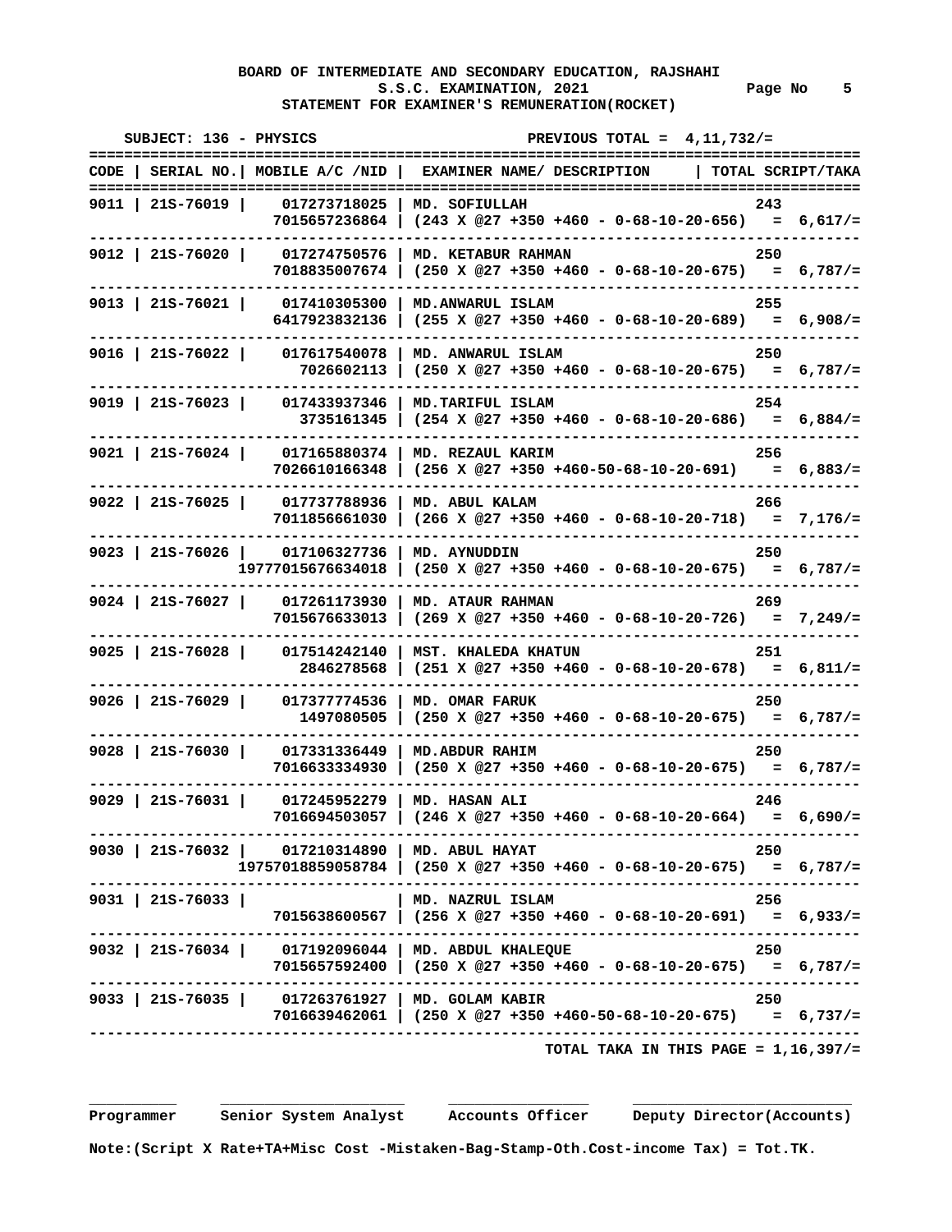**BOARD OF INTERMEDIATE AND SECONDARY EDUCATION, RAJSHAHI**
**S.S.C. EXAMINATION, 2021** Page No 5
**STATEMENT FOR EXAMINER'S REMUNERATION(ROCKET)**

SUBJECT: 136 - PHYSICS PREVIOUS TOTAL = 4,11,732/=

| CODE | SERIAL NO. | MOBILE A/C /NID | EXAMINER NAME/ DESCRIPTION | TOTAL SCRIPT/TAKA |
|---|---|---|---|---|
| 9011 | 21S-76019 | 017273718025 | MD. SOFIULLAH | 243 |
| | | 7015657236864 | (243 X @27 +350 +460 - 0-68-10-20-656) | = 6,617/= |
| 9012 | 21S-76020 | 017274750576 | MD. KETABUR RAHMAN | 250 |
| | | 7018835007674 | (250 X @27 +350 +460 - 0-68-10-20-675) | = 6,787/= |
| 9013 | 21S-76021 | 017410305300 | MD.ANWARUL ISLAM | 255 |
| | | 6417923832136 | (255 X @27 +350 +460 - 0-68-10-20-689) | = 6,908/= |
| 9016 | 21S-76022 | 017617540078 | MD. ANWARUL ISLAM | 250 |
| | | 7026602113 | (250 X @27 +350 +460 - 0-68-10-20-675) | = 6,787/= |
| 9019 | 21S-76023 | 017433937346 | MD.TARIFUL ISLAM | 254 |
| | | 3735161345 | (254 X @27 +350 +460 - 0-68-10-20-686) | = 6,884/= |
| 9021 | 21S-76024 | 017165880374 | MD. REZAUL KARIM | 256 |
| | | 7026610166348 | (256 X @27 +350 +460-50-68-10-20-691) | = 6,883/= |
| 9022 | 21S-76025 | 017737788936 | MD. ABUL KALAM | 266 |
| | | 7011856661030 | (266 X @27 +350 +460 - 0-68-10-20-718) | = 7,176/= |
| 9023 | 21S-76026 | 017106327736 | MD. AYNUDDIN | 250 |
| | | 19777015676634018 | (250 X @27 +350 +460 - 0-68-10-20-675) | = 6,787/= |
| 9024 | 21S-76027 | 017261173930 | MD. ATAUR RAHMAN | 269 |
| | | 7015676633013 | (269 X @27 +350 +460 - 0-68-10-20-726) | = 7,249/= |
| 9025 | 21S-76028 | 017514242140 | MST. KHALEDA KHATUN | 251 |
| | | 2846278568 | (251 X @27 +350 +460 - 0-68-10-20-678) | = 6,811/= |
| 9026 | 21S-76029 | 017377774536 | MD. OMAR FARUK | 250 |
| | | 1497080505 | (250 X @27 +350 +460 - 0-68-10-20-675) | = 6,787/= |
| 9028 | 21S-76030 | 017331336449 | MD.ABDUR RAHIM | 250 |
| | | 7016633334930 | (250 X @27 +350 +460 - 0-68-10-20-675) | = 6,787/= |
| 9029 | 21S-76031 | 017245952279 | MD. HASAN ALI | 246 |
| | | 7016694503057 | (246 X @27 +350 +460 - 0-68-10-20-664) | = 6,690/= |
| 9030 | 21S-76032 | 017210314890 | MD. ABUL HAYAT | 250 |
| | | 19757018859058784 | (250 X @27 +350 +460 - 0-68-10-20-675) | = 6,787/= |
| 9031 | 21S-76033 | | MD. NAZRUL ISLAM | 256 |
| | | 7015638600567 | (256 X @27 +350 +460 - 0-68-10-20-691) | = 6,933/= |
| 9032 | 21S-76034 | 017192096044 | MD. ABDUL KHALEQUE | 250 |
| | | 7015657592400 | (250 X @27 +350 +460 - 0-68-10-20-675) | = 6,787/= |
| 9033 | 21S-76035 | 017263761927 | MD. GOLAM KABIR | 250 |
| | | 7016639462061 | (250 X @27 +350 +460-50-68-10-20-675) | = 6,737/= |

**TOTAL TAKA IN THIS PAGE = 1,16,397/=**

Programmer Senior System Analyst Accounts Officer Deputy Director(Accounts)

**Note:(Script X Rate+TA+Misc Cost -Mistaken-Bag-Stamp-Oth.Cost-income Tax) = Tot.TK.**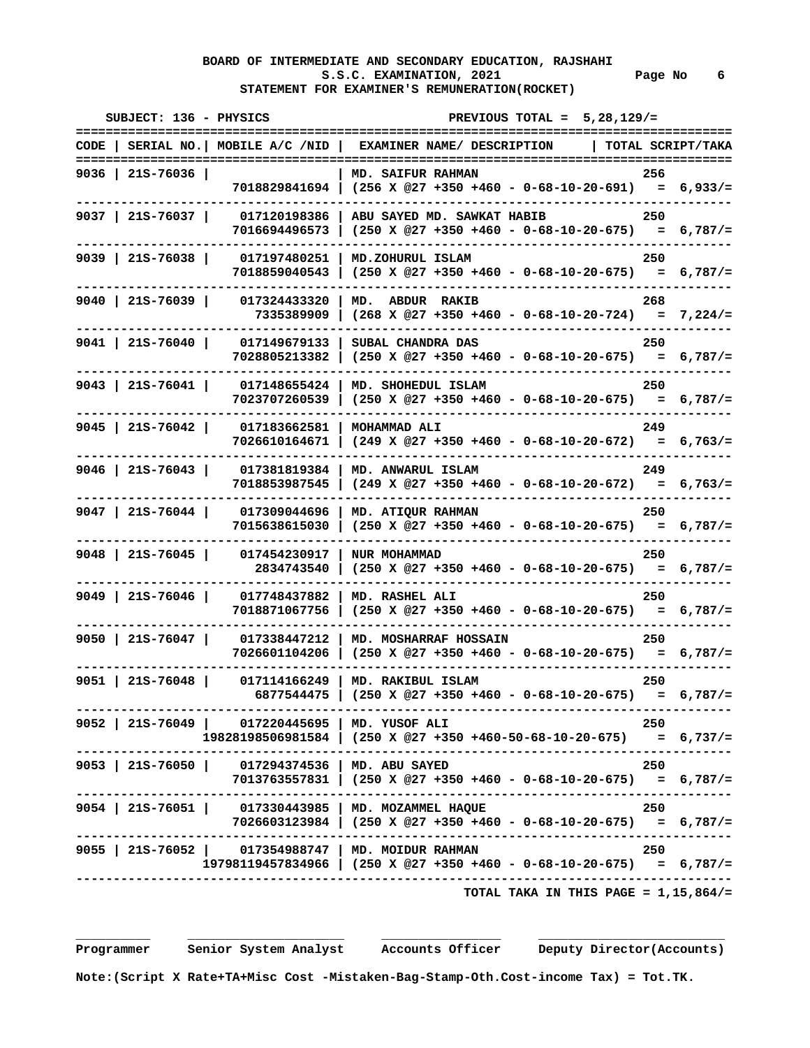**BOARD OF INTERMEDIATE AND SECONDARY EDUCATION, RAJSHAHI**
**S.S.C. EXAMINATION, 2021** Page No 6
**STATEMENT FOR EXAMINER'S REMUNERATION(ROCKET)**

SUBJECT: 136 - PHYSICS PREVIOUS TOTAL = 5,28,129/=

| CODE | SERIAL NO. | MOBILE A/C /NID | EXAMINER NAME/ DESCRIPTION | TOTAL SCRIPT/TAKA |
|---|---|---|---|---|
| 9036 | 21S-76036 | | MD. SAIFUR RAHMAN | 256 |
| | | 7018829841694 | (256 X @27 +350 +460 - 0-68-10-20-691) | = 6,933/= |
| 9037 | 21S-76037 | 017120198386 | ABU SAYED MD. SAWKAT HABIB | 250 |
| | | 7016694496573 | (250 X @27 +350 +460 - 0-68-10-20-675) | = 6,787/= |
| 9039 | 21S-76038 | 017197480251 | MD.ZOHURUL ISLAM | 250 |
| | | 7018859040543 | (250 X @27 +350 +460 - 0-68-10-20-675) | = 6,787/= |
| 9040 | 21S-76039 | 017324433320 | MD. ABDUR RAKIB | 268 |
| | | 7335389909 | (268 X @27 +350 +460 - 0-68-10-20-724) | = 7,224/= |
| 9041 | 21S-76040 | 017149679133 | SUBAL CHANDRA DAS | 250 |
| | | 7028805213382 | (250 X @27 +350 +460 - 0-68-10-20-675) | = 6,787/= |
| 9043 | 21S-76041 | 017148655424 | MD. SHOHEDUL ISLAM | 250 |
| | | 7023707260539 | (250 X @27 +350 +460 - 0-68-10-20-675) | = 6,787/= |
| 9045 | 21S-76042 | 017183662581 | MOHAMMAD ALI | 249 |
| | | 7026610164671 | (249 X @27 +350 +460 - 0-68-10-20-672) | = 6,763/= |
| 9046 | 21S-76043 | 017381819384 | MD. ANWARUL ISLAM | 249 |
| | | 7018853987545 | (249 X @27 +350 +460 - 0-68-10-20-672) | = 6,763/= |
| 9047 | 21S-76044 | 017309044696 | MD. ATIQUR RAHMAN | 250 |
| | | 7015638615030 | (250 X @27 +350 +460 - 0-68-10-20-675) | = 6,787/= |
| 9048 | 21S-76045 | 017454230917 | NUR MOHAMMAD | 250 |
| | | 2834743540 | (250 X @27 +350 +460 - 0-68-10-20-675) | = 6,787/= |
| 9049 | 21S-76046 | 017748437882 | MD. RASHEL ALI | 250 |
| | | 7018871067756 | (250 X @27 +350 +460 - 0-68-10-20-675) | = 6,787/= |
| 9050 | 21S-76047 | 017338447212 | MD. MOSHARRAF HOSSAIN | 250 |
| | | 7026601104206 | (250 X @27 +350 +460 - 0-68-10-20-675) | = 6,787/= |
| 9051 | 21S-76048 | 017114166249 | MD. RAKIBUL ISLAM | 250 |
| | | 6877544475 | (250 X @27 +350 +460 - 0-68-10-20-675) | = 6,787/= |
| 9052 | 21S-76049 | 017220445695 | MD. YUSOF ALI | 250 |
| | | 19828198506981584 | (250 X @27 +350 +460-50-68-10-20-675) | = 6,737/= |
| 9053 | 21S-76050 | 017294374536 | MD. ABU SAYED | 250 |
| | | 7013763557831 | (250 X @27 +350 +460 - 0-68-10-20-675) | = 6,787/= |
| 9054 | 21S-76051 | 017330443985 | MD. MOZAMMEL HAQUE | 250 |
| | | 7026603123984 | (250 X @27 +350 +460 - 0-68-10-20-675) | = 6,787/= |
| 9055 | 21S-76052 | 017354988747 | MD. MOIDUR RAHMAN | 250 |
| | | 19798119457834966 | (250 X @27 +350 +460 - 0-68-10-20-675) | = 6,787/= |

TOTAL TAKA IN THIS PAGE = 1,15,864/=

Programmer  Senior System Analyst  Accounts Officer  Deputy Director(Accounts)

Note:(Script X Rate+TA+Misc Cost -Mistaken-Bag-Stamp-Oth.Cost-income Tax) = Tot.TK.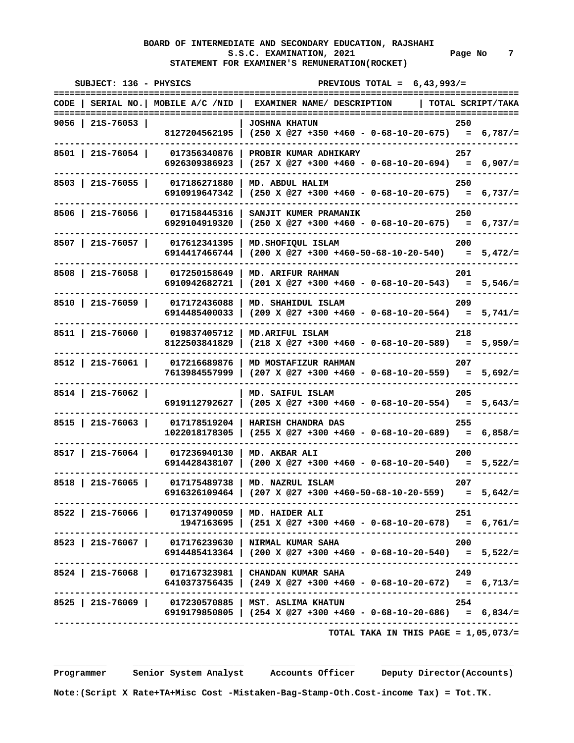**BOARD OF INTERMEDIATE AND SECONDARY EDUCATION, RAJSHAHI**
**S.S.C. EXAMINATION, 2021** Page No 7
**STATEMENT FOR EXAMINER'S REMUNERATION(ROCKET)**

SUBJECT: 136 - PHYSICS PREVIOUS TOTAL = 6,43,993/=

| CODE | SERIAL NO. | MOBILE A/C /NID | EXAMINER NAME/ DESCRIPTION | TOTAL SCRIPT/TAKA |
|---|---|---|---|---|
| 9056 | 21S-76053 | | JOSHNA KHATUN | 250 |
| | | 8127204562195 | (250 X @27 +350 +460 - 0-68-10-20-675) | = 6,787/= |
| 8501 | 21S-76054 | 017356340876 | PROBIR KUMAR ADHIKARY | 257 |
| | | 6926309386923 | (257 X @27 +300 +460 - 0-68-10-20-694) | = 6,907/= |
| 8503 | 21S-76055 | 017186271880 | MD. ABDUL HALIM | 250 |
| | | 6910919647342 | (250 X @27 +300 +460 - 0-68-10-20-675) | = 6,737/= |
| 8506 | 21S-76056 | 017158445316 | SANJIT KUMER PRAMANIK | 250 |
| | | 6929104919320 | (250 X @27 +300 +460 - 0-68-10-20-675) | = 6,737/= |
| 8507 | 21S-76057 | 017612341395 | MD.SHOFIQUL ISLAM | 200 |
| | | 6914417466744 | (200 X @27 +300 +460-50-68-10-20-540) | = 5,472/= |
| 8508 | 21S-76058 | 017250158649 | MD. ARIFUR RAHMAN | 201 |
| | | 6910942682721 | (201 X @27 +300 +460 - 0-68-10-20-543) | = 5,546/= |
| 8510 | 21S-76059 | 017172436088 | MD. SHAHIDUL ISLAM | 209 |
| | | 6914485400033 | (209 X @27 +300 +460 - 0-68-10-20-564) | = 5,741/= |
| 8511 | 21S-76060 | 019837405712 | MD.ARIFUL ISLAM | 218 |
| | | 8122503841829 | (218 X @27 +300 +460 - 0-68-10-20-589) | = 5,959/= |
| 8512 | 21S-76061 | 017216689876 | MD MOSTAFIZUR RAHMAN | 207 |
| | | 7613984557999 | (207 X @27 +300 +460 - 0-68-10-20-559) | = 5,692/= |
| 8514 | 21S-76062 | | MD. SAIFUL ISLAM | 205 |
| | | 6919112792627 | (205 X @27 +300 +460 - 0-68-10-20-554) | = 5,643/= |
| 8515 | 21S-76063 | 017178519204 | HARISH CHANDRA DAS | 255 |
| | | 1022018178305 | (255 X @27 +300 +460 - 0-68-10-20-689) | = 6,858/= |
| 8517 | 21S-76064 | 017236940130 | MD. AKBAR ALI | 200 |
| | | 6914428438107 | (200 X @27 +300 +460 - 0-68-10-20-540) | = 5,522/= |
| 8518 | 21S-76065 | 017175489738 | MD. NAZRUL ISLAM | 207 |
| | | 6916326109464 | (207 X @27 +300 +460-50-68-10-20-559) | = 5,642/= |
| 8522 | 21S-76066 | 017137490059 | MD. HAIDER ALI | 251 |
| | | 1947163695 | (251 X @27 +300 +460 - 0-68-10-20-678) | = 6,761/= |
| 8523 | 21S-76067 | 017176239630 | NIRMAL KUMAR SAHA | 200 |
| | | 6914485413364 | (200 X @27 +300 +460 - 0-68-10-20-540) | = 5,522/= |
| 8524 | 21S-76068 | 017167323981 | CHANDAN KUMAR SAHA | 249 |
| | | 6410373756435 | (249 X @27 +300 +460 - 0-68-10-20-672) | = 6,713/= |
| 8525 | 21S-76069 | 017230570885 | MST. ASLIMA KHATUN | 254 |
| | | 6919179850805 | (254 X @27 +300 +460 - 0-68-10-20-686) | = 6,834/= |

**TOTAL TAKA IN THIS PAGE = 1,05,073/=**

Programmer &nbsp;&nbsp;&nbsp; Senior System Analyst &nbsp;&nbsp;&nbsp; Accounts Officer &nbsp;&nbsp;&nbsp; Deputy Director(Accounts)

Note:(Script X Rate+TA+Misc Cost -Mistaken-Bag-Stamp-Oth.Cost-income Tax) = Tot.TK.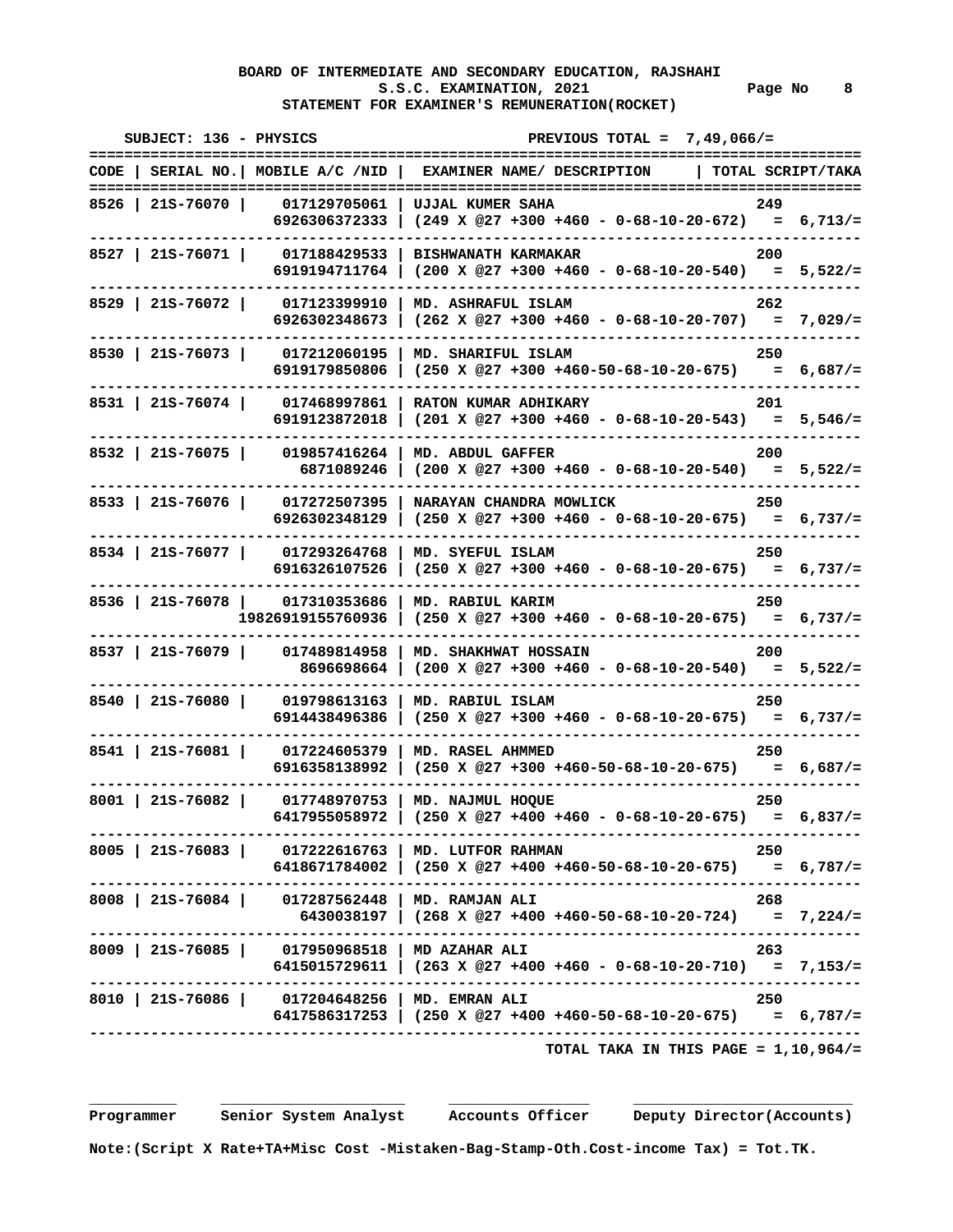**BOARD OF INTERMEDIATE AND SECONDARY EDUCATION, RAJSHAHI**
**S.S.C. EXAMINATION, 2021** Page No 8
**STATEMENT FOR EXAMINER'S REMUNERATION(ROCKET)**

SUBJECT: 136 - PHYSICS PREVIOUS TOTAL = 7,49,066/=

| CODE | SERIAL NO. | MOBILE A/C /NID | EXAMINER NAME/ DESCRIPTION | TOTAL SCRIPT/TAKA |
|---|---|---|---|---|
| 8526 | 21S-76070 | 017129705061 | UJJAL KUMER SAHA | 249 |
| | | 6926306372333 | (249 X @27 +300 +460 - 0-68-10-20-672) | = 6,713/= |
| 8527 | 21S-76071 | 017188429533 | BISHWANATH KARMAKAR | 200 |
| | | 6919194711764 | (200 X @27 +300 +460 - 0-68-10-20-540) | = 5,522/= |
| 8529 | 21S-76072 | 017123399910 | MD. ASHRAFUL ISLAM | 262 |
| | | 6926302348673 | (262 X @27 +300 +460 - 0-68-10-20-707) | = 7,029/= |
| 8530 | 21S-76073 | 017212060195 | MD. SHARIFUL ISLAM | 250 |
| | | 6919179850806 | (250 X @27 +300 +460-50-68-10-20-675) | = 6,687/= |
| 8531 | 21S-76074 | 017468997861 | RATON KUMAR ADHIKARY | 201 |
| | | 6919123872018 | (201 X @27 +300 +460 - 0-68-10-20-543) | = 5,546/= |
| 8532 | 21S-76075 | 019857416264 | MD. ABDUL GAFFER | 200 |
| | | 6871089246 | (200 X @27 +300 +460 - 0-68-10-20-540) | = 5,522/= |
| 8533 | 21S-76076 | 017272507395 | NARAYAN CHANDRA MOWLICK | 250 |
| | | 6926302348129 | (250 X @27 +300 +460 - 0-68-10-20-675) | = 6,737/= |
| 8534 | 21S-76077 | 017293264768 | MD. SYEFUL ISLAM | 250 |
| | | 6916326107526 | (250 X @27 +300 +460 - 0-68-10-20-675) | = 6,737/= |
| 8536 | 21S-76078 | 017310353686 | MD. RABIUL KARIM | 250 |
| | | 19826919155760936 | (250 X @27 +300 +460 - 0-68-10-20-675) | = 6,737/= |
| 8537 | 21S-76079 | 017489814958 | MD. SHAKHWAT HOSSAIN | 200 |
| | | 8696698664 | (200 X @27 +300 +460 - 0-68-10-20-540) | = 5,522/= |
| 8540 | 21S-76080 | 019798613163 | MD. RABIUL ISLAM | 250 |
| | | 6914438496386 | (250 X @27 +300 +460 - 0-68-10-20-675) | = 6,737/= |
| 8541 | 21S-76081 | 017224605379 | MD. RASEL AHMMED | 250 |
| | | 6916358138992 | (250 X @27 +300 +460-50-68-10-20-675) | = 6,687/= |
| 8001 | 21S-76082 | 017748970753 | MD. NAJMUL HOQUE | 250 |
| | | 6417955058972 | (250 X @27 +400 +460 - 0-68-10-20-675) | = 6,837/= |
| 8005 | 21S-76083 | 017222616763 | MD. LUTFOR RAHMAN | 250 |
| | | 6418671784002 | (250 X @27 +400 +460-50-68-10-20-675) | = 6,787/= |
| 8008 | 21S-76084 | 017287562448 | MD. RAMJAN ALI | 268 |
| | | 6430038197 | (268 X @27 +400 +460-50-68-10-20-724) | = 7,224/= |
| 8009 | 21S-76085 | 017950968518 | MD AZAHAR ALI | 263 |
| | | 6415015729611 | (263 X @27 +400 +460 - 0-68-10-20-710) | = 7,153/= |
| 8010 | 21S-76086 | 017204648256 | MD. EMRAN ALI | 250 |
| | | 6417586317253 | (250 X @27 +400 +460-50-68-10-20-675) | = 6,787/= |

TOTAL TAKA IN THIS PAGE = 1,10,964/=

Programmer &nbsp;&nbsp; Senior System Analyst &nbsp;&nbsp; Accounts Officer &nbsp;&nbsp; Deputy Director(Accounts)

Note:(Script X Rate+TA+Misc Cost -Mistaken-Bag-Stamp-Oth.Cost-income Tax) = Tot.TK.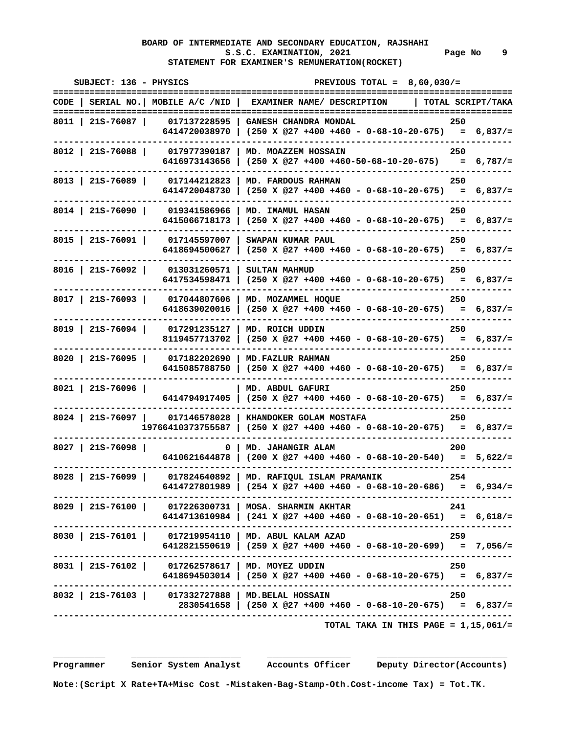**BOARD OF INTERMEDIATE AND SECONDARY EDUCATION, RAJSHAHI**
**S.S.C. EXAMINATION, 2021** Page No 9
**STATEMENT FOR EXAMINER'S REMUNERATION(ROCKET)**

SUBJECT: 136 - PHYSICS PREVIOUS TOTAL = 8,60,030/=

| CODE | SERIAL NO. | MOBILE A/C /NID | EXAMINER NAME/ DESCRIPTION | TOTAL SCRIPT/TAKA |
|---|---|---|---|---|
| 8011 | 21S-76087 | 017137228595 | GANESH CHANDRA MONDAL | 250 |
| | | 6414720038970 | (250 X @27 +400 +460 - 0-68-10-20-675) | = 6,837/= |
| 8012 | 21S-76088 | 017977390187 | MD. MOAZZEM HOSSAIN | 250 |
| | | 6416973143656 | (250 X @27 +400 +460-50-68-10-20-675) | = 6,787/= |
| 8013 | 21S-76089 | 017144212823 | MD. FARDOUS RAHMAN | 250 |
| | | 6414720048730 | (250 X @27 +400 +460 - 0-68-10-20-675) | = 6,837/= |
| 8014 | 21S-76090 | 019341586966 | MD. IMAMUL HASAN | 250 |
| | | 6415066718173 | (250 X @27 +400 +460 - 0-68-10-20-675) | = 6,837/= |
| 8015 | 21S-76091 | 017145597007 | SWAPAN KUMAR PAUL | 250 |
| | | 6418694500627 | (250 X @27 +400 +460 - 0-68-10-20-675) | = 6,837/= |
| 8016 | 21S-76092 | 013031260571 | SULTAN MAHMUD | 250 |
| | | 6417534598471 | (250 X @27 +400 +460 - 0-68-10-20-675) | = 6,837/= |
| 8017 | 21S-76093 | 017044807606 | MD. MOZAMMEL HOQUE | 250 |
| | | 6418639020016 | (250 X @27 +400 +460 - 0-68-10-20-675) | = 6,837/= |
| 8019 | 21S-76094 | 017291235127 | MD. ROICH UDDIN | 250 |
| | | 8119457713702 | (250 X @27 +400 +460 - 0-68-10-20-675) | = 6,837/= |
| 8020 | 21S-76095 | 017182202690 | MD.FAZLUR RAHMAN | 250 |
| | | 6415085788750 | (250 X @27 +400 +460 - 0-68-10-20-675) | = 6,837/= |
| 8021 | 21S-76096 | | MD. ABDUL GAFURI | 250 |
| | | 6414794917405 | (250 X @27 +400 +460 - 0-68-10-20-675) | = 6,837/= |
| 8024 | 21S-76097 | 017146578028 | KHANDOKER GOLAM MOSTAFA | 250 |
| | | 19766410373755587 | (250 X @27 +400 +460 - 0-68-10-20-675) | = 6,837/= |
| 8027 | 21S-76098 | 0 | MD. JAHANGIR ALAM | 200 |
| | | 6410621644878 | (200 X @27 +400 +460 - 0-68-10-20-540) | = 5,622/= |
| 8028 | 21S-76099 | 017824640892 | MD. RAFIQUL ISLAM PRAMANIK | 254 |
| | | 6414727801989 | (254 X @27 +400 +460 - 0-68-10-20-686) | = 6,934/= |
| 8029 | 21S-76100 | 017226300731 | MOSA. SHARMIN AKHTAR | 241 |
| | | 6414713610984 | (241 X @27 +400 +460 - 0-68-10-20-651) | = 6,618/= |
| 8030 | 21S-76101 | 017219954110 | MD. ABUL KALAM AZAD | 259 |
| | | 6412821550619 | (259 X @27 +400 +460 - 0-68-10-20-699) | = 7,056/= |
| 8031 | 21S-76102 | 017262578617 | MD. MOYEZ UDDIN | 250 |
| | | 6418694503014 | (250 X @27 +400 +460 - 0-68-10-20-675) | = 6,837/= |
| 8032 | 21S-76103 | 017332727888 | MD.BELAL HOSSAIN | 250 |
| | | 2830541658 | (250 X @27 +400 +460 - 0-68-10-20-675) | = 6,837/= |

TOTAL TAKA IN THIS PAGE = 1,15,061/=

Programmer Senior System Analyst Accounts Officer Deputy Director(Accounts)

Note:(Script X Rate+TA+Misc Cost -Mistaken-Bag-Stamp-Oth.Cost-income Tax) = Tot.TK.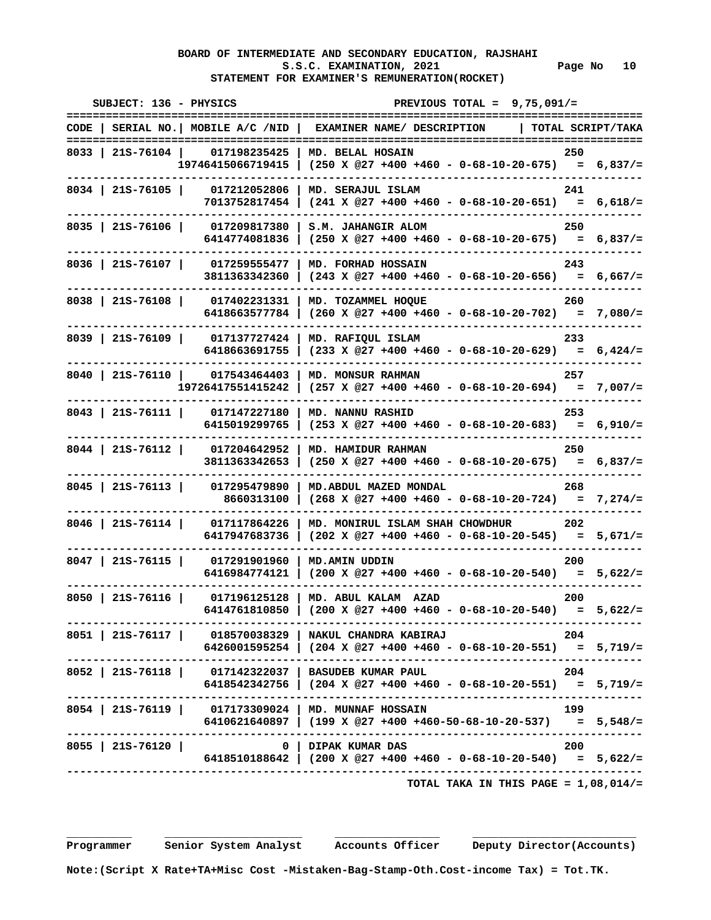**BOARD OF INTERMEDIATE AND SECONDARY EDUCATION, RAJSHAHI**
**S.S.C. EXAMINATION, 2021** Page No 10
**STATEMENT FOR EXAMINER'S REMUNERATION(ROCKET)**

SUBJECT: 136 - PHYSICS PREVIOUS TOTAL = 9,75,091/=

| CODE | SERIAL NO. | MOBILE A/C /NID | EXAMINER NAME/ DESCRIPTION | TOTAL SCRIPT/TAKA |
|---|---|---|---|---|
| 8033 | 21S-76104 | 017198235425 | MD. BELAL HOSAIN | 250 |
| | | 19746415066719415 | (250 X @27 +400 +460 - 0-68-10-20-675) | = 6,837/= |
| 8034 | 21S-76105 | 017212052806 | MD. SERAJUL ISLAM | 241 |
| | | 7013752817454 | (241 X @27 +400 +460 - 0-68-10-20-651) | = 6,618/= |
| 8035 | 21S-76106 | 017209817380 | S.M. JAHANGIR ALOM | 250 |
| | | 6414774081836 | (250 X @27 +400 +460 - 0-68-10-20-675) | = 6,837/= |
| 8036 | 21S-76107 | 017259555477 | MD. FORHAD HOSSAIN | 243 |
| | | 3811363342360 | (243 X @27 +400 +460 - 0-68-10-20-656) | = 6,667/= |
| 8038 | 21S-76108 | 017402231331 | MD. TOZAMMEL HOQUE | 260 |
| | | 6418663577784 | (260 X @27 +400 +460 - 0-68-10-20-702) | = 7,080/= |
| 8039 | 21S-76109 | 017137727424 | MD. RAFIQUL ISLAM | 233 |
| | | 6418663691755 | (233 X @27 +400 +460 - 0-68-10-20-629) | = 6,424/= |
| 8040 | 21S-76110 | 017543464403 | MD. MONSUR RAHMAN | 257 |
| | | 19726417551415242 | (257 X @27 +400 +460 - 0-68-10-20-694) | = 7,007/= |
| 8043 | 21S-76111 | 017147227180 | MD. NANNU RASHID | 253 |
| | | 6415019299765 | (253 X @27 +400 +460 - 0-68-10-20-683) | = 6,910/= |
| 8044 | 21S-76112 | 017204642952 | MD. HAMIDUR RAHMAN | 250 |
| | | 3811363342653 | (250 X @27 +400 +460 - 0-68-10-20-675) | = 6,837/= |
| 8045 | 21S-76113 | 017295479890 | MD.ABDUL MAZED MONDAL | 268 |
| | | 8660313100 | (268 X @27 +400 +460 - 0-68-10-20-724) | = 7,274/= |
| 8046 | 21S-76114 | 017117864226 | MD. MONIRUL ISLAM SHAH CHOWDHUR | 202 |
| | | 6417947683736 | (202 X @27 +400 +460 - 0-68-10-20-545) | = 5,671/= |
| 8047 | 21S-76115 | 017291901960 | MD.AMIN UDDIN | 200 |
| | | 6416984774121 | (200 X @27 +400 +460 - 0-68-10-20-540) | = 5,622/= |
| 8050 | 21S-76116 | 017196125128 | MD. ABUL KALAM AZAD | 200 |
| | | 6414761810850 | (200 X @27 +400 +460 - 0-68-10-20-540) | = 5,622/= |
| 8051 | 21S-76117 | 018570038329 | NAKUL CHANDRA KABIRAJ | 204 |
| | | 6426001595254 | (204 X @27 +400 +460 - 0-68-10-20-551) | = 5,719/= |
| 8052 | 21S-76118 | 017142322037 | BASUDEB KUMAR PAUL | 204 |
| | | 6418542342756 | (204 X @27 +400 +460 - 0-68-10-20-551) | = 5,719/= |
| 8054 | 21S-76119 | 017173309024 | MD. MUNNAF HOSSAIN | 199 |
| | | 6410621640897 | (199 X @27 +400 +460-50-68-10-20-537) | = 5,548/= |
| 8055 | 21S-76120 | 0 | DIPAK KUMAR DAS | 200 |
| | | 6418510188642 | (200 X @27 +400 +460 - 0-68-10-20-540) | = 5,622/= |

TOTAL TAKA IN THIS PAGE = 1,08,014/=

Programmer | Senior System Analyst | Accounts Officer | Deputy Director(Accounts)

Note:(Script X Rate+TA+Misc Cost -Mistaken-Bag-Stamp-Oth.Cost-income Tax) = Tot.TK.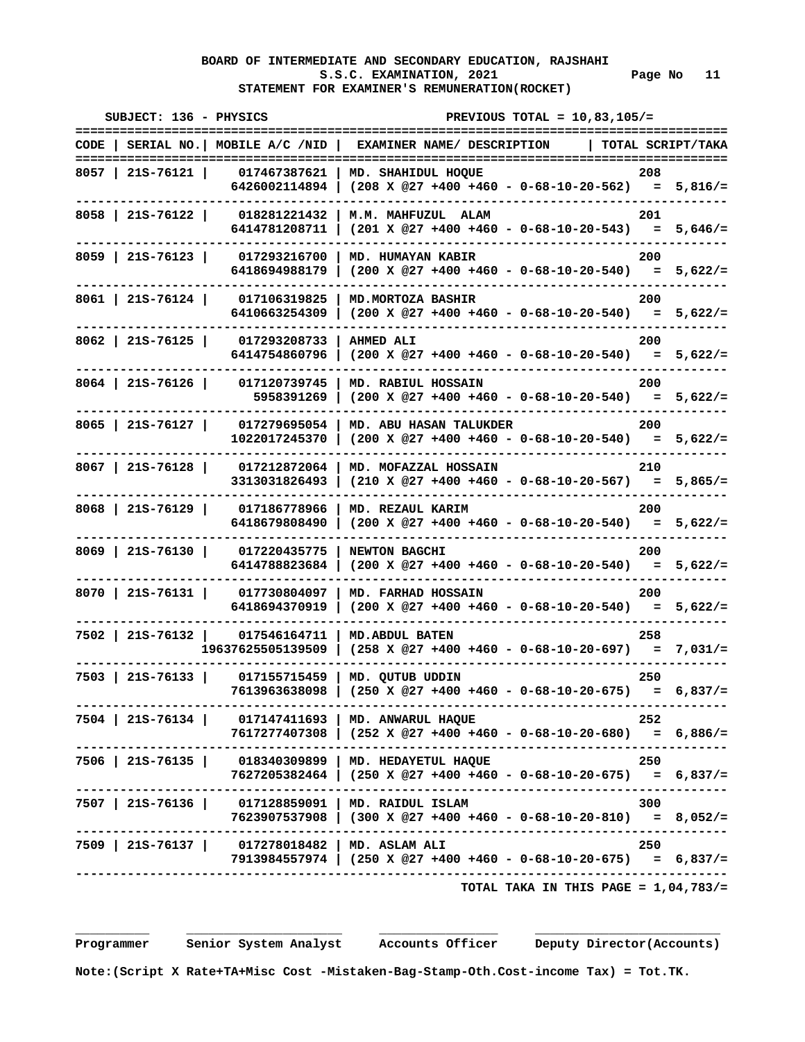**BOARD OF INTERMEDIATE AND SECONDARY EDUCATION, RAJSHAHI**
**S.S.C. EXAMINATION, 2021**
**STATEMENT FOR EXAMINER'S REMUNERATION(ROCKET)**

**SUBJECT: 136 - PHYSICS** **PREVIOUS TOTAL = 10,83,105/=**

| CODE | SERIAL NO. | MOBILE A/C /NID | EXAMINER NAME/ DESCRIPTION | TOTAL SCRIPT/TAKA |
|---|---|---|---|---|
| 8057 | 21S-76121 | 017467387621 | MD. SHAHIDUL HOQUE | 208 |
| | | 6426002114894 | (208 X @27 +400 +460 - 0-68-10-20-562) | = 5,816/= |
| 8058 | 21S-76122 | 018281221432 | M.M. MAHFUZUL ALAM | 201 |
| | | 6414781208711 | (201 X @27 +400 +460 - 0-68-10-20-543) | = 5,646/= |
| 8059 | 21S-76123 | 017293216700 | MD. HUMAYAN KABIR | 200 |
| | | 6418694988179 | (200 X @27 +400 +460 - 0-68-10-20-540) | = 5,622/= |
| 8061 | 21S-76124 | 017106319825 | MD.MORTOZA BASHIR | 200 |
| | | 6410663254309 | (200 X @27 +400 +460 - 0-68-10-20-540) | = 5,622/= |
| 8062 | 21S-76125 | 017293208733 | AHMED ALI | 200 |
| | | 6414754860796 | (200 X @27 +400 +460 - 0-68-10-20-540) | = 5,622/= |
| 8064 | 21S-76126 | 017120739745 | MD. RABIUL HOSSAIN | 200 |
| | | 5958391269 | (200 X @27 +400 +460 - 0-68-10-20-540) | = 5,622/= |
| 8065 | 21S-76127 | 017279695054 | MD. ABU HASAN TALUKDER | 200 |
| | | 1022017245370 | (200 X @27 +400 +460 - 0-68-10-20-540) | = 5,622/= |
| 8067 | 21S-76128 | 017212872064 | MD. MOFAZZAL HOSSAIN | 210 |
| | | 3313031826493 | (210 X @27 +400 +460 - 0-68-10-20-567) | = 5,865/= |
| 8068 | 21S-76129 | 017186778966 | MD. REZAUL KARIM | 200 |
| | | 6418679808490 | (200 X @27 +400 +460 - 0-68-10-20-540) | = 5,622/= |
| 8069 | 21S-76130 | 017220435775 | NEWTON BAGCHI | 200 |
| | | 6414788823684 | (200 X @27 +400 +460 - 0-68-10-20-540) | = 5,622/= |
| 8070 | 21S-76131 | 017730804097 | MD. FARHAD HOSSAIN | 200 |
| | | 6418694370919 | (200 X @27 +400 +460 - 0-68-10-20-540) | = 5,622/= |
| 7502 | 21S-76132 | 017546164711 | MD.ABDUL BATEN | 258 |
| | | 19637625505139509 | (258 X @27 +400 +460 - 0-68-10-20-697) | = 7,031/= |
| 7503 | 21S-76133 | 017155715459 | MD. QUTUB UDDIN | 250 |
| | | 7613963638098 | (250 X @27 +400 +460 - 0-68-10-20-675) | = 6,837/= |
| 7504 | 21S-76134 | 017147411693 | MD. ANWARUL HAQUE | 252 |
| | | 7617277407308 | (252 X @27 +400 +460 - 0-68-10-20-680) | = 6,886/= |
| 7506 | 21S-76135 | 018340309899 | MD. HEDAYETUL HAQUE | 250 |
| | | 7627205382464 | (250 X @27 +400 +460 - 0-68-10-20-675) | = 6,837/= |
| 7507 | 21S-76136 | 017128859091 | MD. RAIDUL ISLAM | 300 |
| | | 7623907537908 | (300 X @27 +400 +460 - 0-68-10-20-810) | = 8,052/= |
| 7509 | 21S-76137 | 017278018482 | MD. ASLAM ALI | 250 |
| | | 7913984557974 | (250 X @27 +400 +460 - 0-68-10-20-675) | = 6,837/= |

**TOTAL TAKA IN THIS PAGE = 1,04,783/=**

Programmer &nbsp;&nbsp;&nbsp; Senior System Analyst &nbsp;&nbsp;&nbsp; Accounts Officer &nbsp;&nbsp;&nbsp; Deputy Director(Accounts)

**Note:(Script X Rate+TA+Misc Cost -Mistaken-Bag-Stamp-Oth.Cost-income Tax) = Tot.TK.**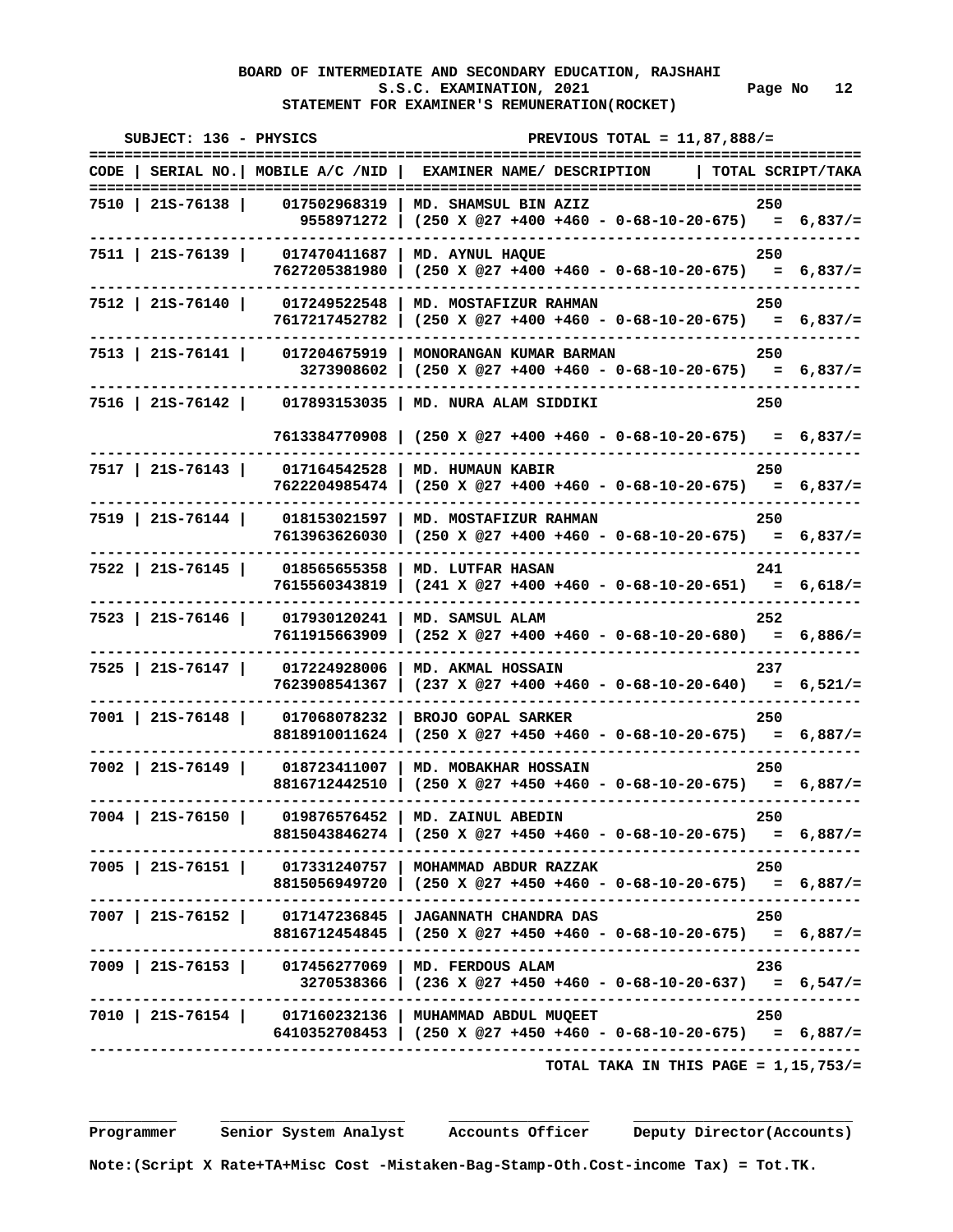**BOARD OF INTERMEDIATE AND SECONDARY EDUCATION, RAJSHAHI**
**S.S.C. EXAMINATION, 2021** Page No 12
**STATEMENT FOR EXAMINER'S REMUNERATION(ROCKET)**

**SUBJECT: 136 - PHYSICS** **PREVIOUS TOTAL = 11,87,888/=**

| CODE | SERIAL NO. | MOBILE A/C /NID | EXAMINER NAME/ DESCRIPTION | TOTAL SCRIPT/TAKA |
|---|---|---|---|---|
| 7510 | 21S-76138 | 017502968319 | MD. SHAMSUL BIN AZIZ | 250 |
| | | 9558971272 | (250 X @27 +400 +460 - 0-68-10-20-675) | = 6,837/= |
| 7511 | 21S-76139 | 017470411687 | MD. AYNUL HAQUE | 250 |
| | | 7627205381980 | (250 X @27 +400 +460 - 0-68-10-20-675) | = 6,837/= |
| 7512 | 21S-76140 | 017249522548 | MD. MOSTAFIZUR RAHMAN | 250 |
| | | 7617217452782 | (250 X @27 +400 +460 - 0-68-10-20-675) | = 6,837/= |
| 7513 | 21S-76141 | 017204675919 | MONORANGAN KUMAR BARMAN | 250 |
| | | 3273908602 | (250 X @27 +400 +460 - 0-68-10-20-675) | = 6,837/= |
| 7516 | 21S-76142 | 017893153035 | MD. NURA ALAM SIDDIKI | 250 |
| | | 7613384770908 | (250 X @27 +400 +460 - 0-68-10-20-675) | = 6,837/= |
| 7517 | 21S-76143 | 017164542528 | MD. HUMAUN KABIR | 250 |
| | | 7622204985474 | (250 X @27 +400 +460 - 0-68-10-20-675) | = 6,837/= |
| 7519 | 21S-76144 | 018153021597 | MD. MOSTAFIZUR RAHMAN | 250 |
| | | 7613963626030 | (250 X @27 +400 +460 - 0-68-10-20-675) | = 6,837/= |
| 7522 | 21S-76145 | 018565655358 | MD. LUTFAR HASAN | 241 |
| | | 7615560343819 | (241 X @27 +400 +460 - 0-68-10-20-651) | = 6,618/= |
| 7523 | 21S-76146 | 017930120241 | MD. SAMSUL ALAM | 252 |
| | | 7611915663909 | (252 X @27 +400 +460 - 0-68-10-20-680) | = 6,886/= |
| 7525 | 21S-76147 | 017224928006 | MD. AKMAL HOSSAIN | 237 |
| | | 7623908541367 | (237 X @27 +400 +460 - 0-68-10-20-640) | = 6,521/= |
| 7001 | 21S-76148 | 017068078232 | BROJO GOPAL SARKER | 250 |
| | | 8818910011624 | (250 X @27 +450 +460 - 0-68-10-20-675) | = 6,887/= |
| 7002 | 21S-76149 | 018723411007 | MD. MOBAKHAR HOSSAIN | 250 |
| | | 8816712442510 | (250 X @27 +450 +460 - 0-68-10-20-675) | = 6,887/= |
| 7004 | 21S-76150 | 019876576452 | MD. ZAINUL ABEDIN | 250 |
| | | 8815043846274 | (250 X @27 +450 +460 - 0-68-10-20-675) | = 6,887/= |
| 7005 | 21S-76151 | 017331240757 | MOHAMMAD ABDUR RAZZAK | 250 |
| | | 8815056949720 | (250 X @27 +450 +460 - 0-68-10-20-675) | = 6,887/= |
| 7007 | 21S-76152 | 017147236845 | JAGANNATH CHANDRA DAS | 250 |
| | | 8816712454845 | (250 X @27 +450 +460 - 0-68-10-20-675) | = 6,887/= |
| 7009 | 21S-76153 | 017456277069 | MD. FERDOUS ALAM | 236 |
| | | 3270538366 | (236 X @27 +450 +460 - 0-68-10-20-637) | = 6,547/= |
| 7010 | 21S-76154 | 017160232136 | MUHAMMAD ABDUL MUQEET | 250 |
| | | 6410352708453 | (250 X @27 +450 +460 - 0-68-10-20-675) | = 6,887/= |

**TOTAL TAKA IN THIS PAGE = 1,15,753/=**

**Programmer** **Senior System Analyst** **Accounts Officer** **Deputy Director(Accounts)**

**Note:(Script X Rate+TA+Misc Cost -Mistaken-Bag-Stamp-Oth.Cost-income Tax) = Tot.TK.**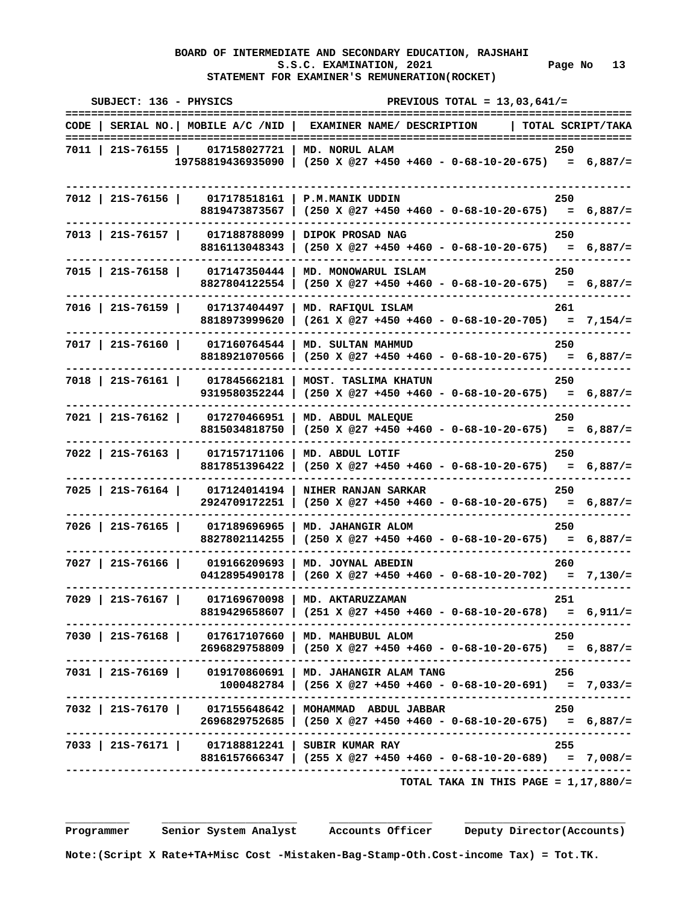**BOARD OF INTERMEDIATE AND SECONDARY EDUCATION, RAJSHAHI**
**S.S.C. EXAMINATION, 2021** Page No 13
**STATEMENT FOR EXAMINER'S REMUNERATION(ROCKET)**

SUBJECT: 136 - PHYSICS PREVIOUS TOTAL = 13,03,641/=

| CODE | SERIAL NO. | MOBILE A/C /NID | EXAMINER NAME/ DESCRIPTION | TOTAL SCRIPT/TAKA |
|---|---|---|---|---|
| 7011 | 21S-76155 | 017158027721<br>19758819436935090 | MD. NORUL ALAM<br>(250 X @27 +450 +460 - 0-68-10-20-675) | 250<br>= 6,887/= |
| 7012 | 21S-76156 | 017178518161<br>8819473873567 | P.M.MANIK UDDIN<br>(250 X @27 +450 +460 - 0-68-10-20-675) | 250<br>= 6,887/= |
| 7013 | 21S-76157 | 017188788099<br>8816113048343 | DIPOK PROSAD NAG<br>(250 X @27 +450 +460 - 0-68-10-20-675) | 250<br>= 6,887/= |
| 7015 | 21S-76158 | 017147350444<br>8827804122554 | MD. MONOWARUL ISLAM<br>(250 X @27 +450 +460 - 0-68-10-20-675) | 250<br>= 6,887/= |
| 7016 | 21S-76159 | 017137404497<br>8818973999620 | MD. RAFIQUL ISLAM<br>(261 X @27 +450 +460 - 0-68-10-20-705) | 261<br>= 7,154/= |
| 7017 | 21S-76160 | 017160764544<br>8818921070566 | MD. SULTAN MAHMUD<br>(250 X @27 +450 +460 - 0-68-10-20-675) | 250<br>= 6,887/= |
| 7018 | 21S-76161 | 017845662181<br>9319580352244 | MOST. TASLIMA KHATUN<br>(250 X @27 +450 +460 - 0-68-10-20-675) | 250<br>= 6,887/= |
| 7021 | 21S-76162 | 017270466951<br>8815034818750 | MD. ABDUL MALEQUE<br>(250 X @27 +450 +460 - 0-68-10-20-675) | 250<br>= 6,887/= |
| 7022 | 21S-76163 | 017157171106<br>8817851396422 | MD. ABDUL LOTIF<br>(250 X @27 +450 +460 - 0-68-10-20-675) | 250<br>= 6,887/= |
| 7025 | 21S-76164 | 017124014194<br>2924709172251 | NIHER RANJAN SARKAR<br>(250 X @27 +450 +460 - 0-68-10-20-675) | 250<br>= 6,887/= |
| 7026 | 21S-76165 | 017189696965<br>8827802114255 | MD. JAHANGIR ALOM<br>(250 X @27 +450 +460 - 0-68-10-20-675) | 250<br>= 6,887/= |
| 7027 | 21S-76166 | 019166209693<br>0412895490178 | MD. JOYNAL ABEDIN<br>(260 X @27 +450 +460 - 0-68-10-20-702) | 260<br>= 7,130/= |
| 7029 | 21S-76167 | 017169670098<br>8819429658607 | MD. AKTARUZZAMAN<br>(251 X @27 +450 +460 - 0-68-10-20-678) | 251<br>= 6,911/= |
| 7030 | 21S-76168 | 017617107660<br>2696829758809 | MD. MAHBUBUL ALOM<br>(250 X @27 +450 +460 - 0-68-10-20-675) | 250<br>= 6,887/= |
| 7031 | 21S-76169 | 019170860691<br>1000482784 | MD. JAHANGIR ALAM TANG<br>(256 X @27 +450 +460 - 0-68-10-20-691) | 256<br>= 7,033/= |
| 7032 | 21S-76170 | 017155648642<br>2696829752685 | MOHAMMAD ABDUL JABBAR<br>(250 X @27 +450 +460 - 0-68-10-20-675) | 250<br>= 6,887/= |
| 7033 | 21S-76171 | 017188812241<br>8816157666347 | SUBIR KUMAR RAY<br>(255 X @27 +450 +460 - 0-68-10-20-689) | 255<br>= 7,008/= |

TOTAL TAKA IN THIS PAGE = 1,17,880/=

Programmer Senior System Analyst Accounts Officer Deputy Director(Accounts)

Note:(Script X Rate+TA+Misc Cost -Mistaken-Bag-Stamp-Oth.Cost-income Tax) = Tot.TK.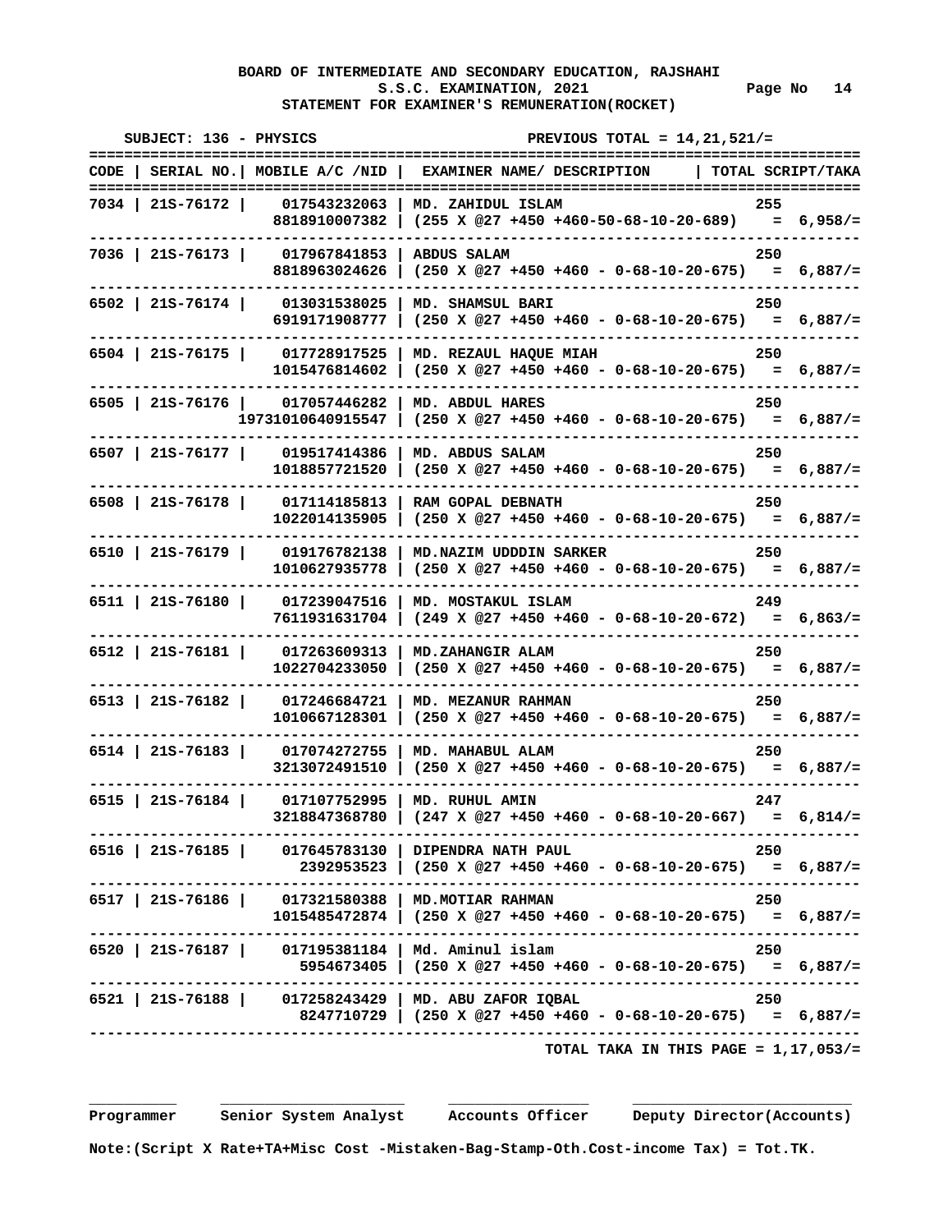**BOARD OF INTERMEDIATE AND SECONDARY EDUCATION, RAJSHAHI**
**S.S.C. EXAMINATION, 2021** Page No 14
**STATEMENT FOR EXAMINER'S REMUNERATION(ROCKET)**

SUBJECT: 136 - PHYSICS PREVIOUS TOTAL = 14,21,521/=

| CODE | SERIAL NO. | MOBILE A/C /NID | EXAMINER NAME/ DESCRIPTION | TOTAL SCRIPT/TAKA |
|---|---|---|---|---|
| 7034 | 21S-76172 | 017543232063 | MD. ZAHIDUL ISLAM | 255 |
| | | 8818910007382 | (255 X @27 +450 +460-50-68-10-20-689) | = 6,958/= |
| 7036 | 21S-76173 | 017967841853 | ABDUS SALAM | 250 |
| | | 8818963024626 | (250 X @27 +450 +460 - 0-68-10-20-675) | = 6,887/= |
| 6502 | 21S-76174 | 013031538025 | MD. SHAMSUL BARI | 250 |
| | | 6919171908777 | (250 X @27 +450 +460 - 0-68-10-20-675) | = 6,887/= |
| 6504 | 21S-76175 | 017728917525 | MD. REZAUL HAQUE MIAH | 250 |
| | | 1015476814602 | (250 X @27 +450 +460 - 0-68-10-20-675) | = 6,887/= |
| 6505 | 21S-76176 | 017057446282 | MD. ABDUL HARES | 250 |
| | | 19731010640915547 | (250 X @27 +450 +460 - 0-68-10-20-675) | = 6,887/= |
| 6507 | 21S-76177 | 019517414386 | MD. ABDUS SALAM | 250 |
| | | 1018857721520 | (250 X @27 +450 +460 - 0-68-10-20-675) | = 6,887/= |
| 6508 | 21S-76178 | 017114185813 | RAM GOPAL DEBNATH | 250 |
| | | 1022014135905 | (250 X @27 +450 +460 - 0-68-10-20-675) | = 6,887/= |
| 6510 | 21S-76179 | 019176782138 | MD.NAZIM UDDDIN SARKER | 250 |
| | | 1010627935778 | (250 X @27 +450 +460 - 0-68-10-20-675) | = 6,887/= |
| 6511 | 21S-76180 | 017239047516 | MD. MOSTAKUL ISLAM | 249 |
| | | 7611931631704 | (249 X @27 +450 +460 - 0-68-10-20-672) | = 6,863/= |
| 6512 | 21S-76181 | 017263609313 | MD.ZAHANGIR ALAM | 250 |
| | | 1022704233050 | (250 X @27 +450 +460 - 0-68-10-20-675) | = 6,887/= |
| 6513 | 21S-76182 | 017246684721 | MD. MEZANUR RAHMAN | 250 |
| | | 1010667128301 | (250 X @27 +450 +460 - 0-68-10-20-675) | = 6,887/= |
| 6514 | 21S-76183 | 017074272755 | MD. MAHABUL ALAM | 250 |
| | | 3213072491510 | (250 X @27 +450 +460 - 0-68-10-20-675) | = 6,887/= |
| 6515 | 21S-76184 | 017107752995 | MD. RUHUL AMIN | 247 |
| | | 3218847368780 | (247 X @27 +450 +460 - 0-68-10-20-667) | = 6,814/= |
| 6516 | 21S-76185 | 017645783130 | DIPENDRA NATH PAUL | 250 |
| | | 2392953523 | (250 X @27 +450 +460 - 0-68-10-20-675) | = 6,887/= |
| 6517 | 21S-76186 | 017321580388 | MD.MOTIAR RAHMAN | 250 |
| | | 1015485472874 | (250 X @27 +450 +460 - 0-68-10-20-675) | = 6,887/= |
| 6520 | 21S-76187 | 017195381184 | Md. Aminul islam | 250 |
| | | 5954673405 | (250 X @27 +450 +460 - 0-68-10-20-675) | = 6,887/= |
| 6521 | 21S-76188 | 017258243429 | MD. ABU ZAFOR IQBAL | 250 |
| | | 8247710729 | (250 X @27 +450 +460 - 0-68-10-20-675) | = 6,887/= |

**TOTAL TAKA IN THIS PAGE = 1,17,053/=**

Programmer Senior System Analyst Accounts Officer Deputy Director(Accounts)

Note:(Script X Rate+TA+Misc Cost -Mistaken-Bag-Stamp-Oth.Cost-income Tax) = Tot.TK.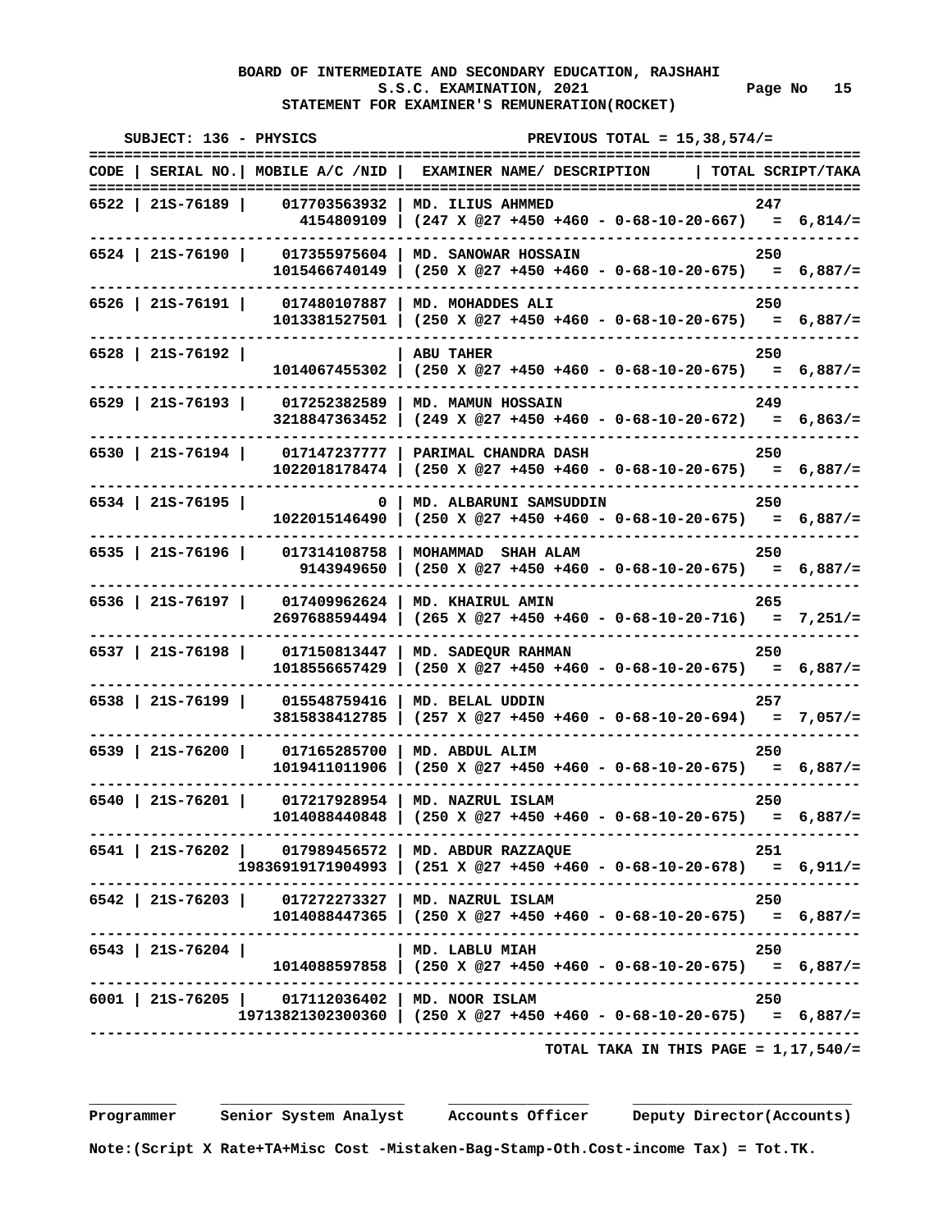**BOARD OF INTERMEDIATE AND SECONDARY EDUCATION, RAJSHAHI**
**S.S.C. EXAMINATION, 2021** Page No 15
**STATEMENT FOR EXAMINER'S REMUNERATION(ROCKET)**

SUBJECT: 136 - PHYSICS PREVIOUS TOTAL = 15,38,574/=

| CODE | SERIAL NO. | MOBILE A/C /NID | EXAMINER NAME/ DESCRIPTION | TOTAL SCRIPT/TAKA |
|---|---|---|---|---|
| 6522 | 21S-76189 | 017703563932 | MD. ILIUS AHMMED | 247 |
| | | 4154809109 | (247 X @27 +450 +460 - 0-68-10-20-667) | = 6,814/= |
| 6524 | 21S-76190 | 017355975604 | MD. SANOWAR HOSSAIN | 250 |
| | | 1015466740149 | (250 X @27 +450 +460 - 0-68-10-20-675) | = 6,887/= |
| 6526 | 21S-76191 | 017480107887 | MD. MOHADDES ALI | 250 |
| | | 1013381527501 | (250 X @27 +450 +460 - 0-68-10-20-675) | = 6,887/= |
| 6528 | 21S-76192 | | ABU TAHER | 250 |
| | | 1014067455302 | (250 X @27 +450 +460 - 0-68-10-20-675) | = 6,887/= |
| 6529 | 21S-76193 | 017252382589 | MD. MAMUN HOSSAIN | 249 |
| | | 3218847363452 | (249 X @27 +450 +460 - 0-68-10-20-672) | = 6,863/= |
| 6530 | 21S-76194 | 017147237777 | PARIMAL CHANDRA DASH | 250 |
| | | 1022018178474 | (250 X @27 +450 +460 - 0-68-10-20-675) | = 6,887/= |
| 6534 | 21S-76195 | 0 | MD. ALBARUNI SAMSUDDIN | 250 |
| | | 1022015146490 | (250 X @27 +450 +460 - 0-68-10-20-675) | = 6,887/= |
| 6535 | 21S-76196 | 017314108758 | MOHAMMAD SHAH ALAM | 250 |
| | | 9143949650 | (250 X @27 +450 +460 - 0-68-10-20-675) | = 6,887/= |
| 6536 | 21S-76197 | 017409962624 | MD. KHAIRUL AMIN | 265 |
| | | 2697688594494 | (265 X @27 +450 +460 - 0-68-10-20-716) | = 7,251/= |
| 6537 | 21S-76198 | 017150813447 | MD. SADEQUR RAHMAN | 250 |
| | | 1018556657429 | (250 X @27 +450 +460 - 0-68-10-20-675) | = 6,887/= |
| 6538 | 21S-76199 | 015548759416 | MD. BELAL UDDIN | 257 |
| | | 3815838412785 | (257 X @27 +450 +460 - 0-68-10-20-694) | = 7,057/= |
| 6539 | 21S-76200 | 017165285700 | MD. ABDUL ALIM | 250 |
| | | 1019411011906 | (250 X @27 +450 +460 - 0-68-10-20-675) | = 6,887/= |
| 6540 | 21S-76201 | 017217928954 | MD. NAZRUL ISLAM | 250 |
| | | 1014088440848 | (250 X @27 +450 +460 - 0-68-10-20-675) | = 6,887/= |
| 6541 | 21S-76202 | 017989456572 | MD. ABDUR RAZZAQUE | 251 |
| | | 19836919171904993 | (251 X @27 +450 +460 - 0-68-10-20-678) | = 6,911/= |
| 6542 | 21S-76203 | 017272273327 | MD. NAZRUL ISLAM | 250 |
| | | 1014088447365 | (250 X @27 +450 +460 - 0-68-10-20-675) | = 6,887/= |
| 6543 | 21S-76204 | | MD. LABLU MIAH | 250 |
| | | 1014088597858 | (250 X @27 +450 +460 - 0-68-10-20-675) | = 6,887/= |
| 6001 | 21S-76205 | 017112036402 | MD. NOOR ISLAM | 250 |
| | | 19713821302300360 | (250 X @27 +450 +460 - 0-68-10-20-675) | = 6,887/= |

TOTAL TAKA IN THIS PAGE = 1,17,540/=

Programmer Senior System Analyst Accounts Officer Deputy Director(Accounts)

Note:(Script X Rate+TA+Misc Cost -Mistaken-Bag-Stamp-Oth.Cost-income Tax) = Tot.TK.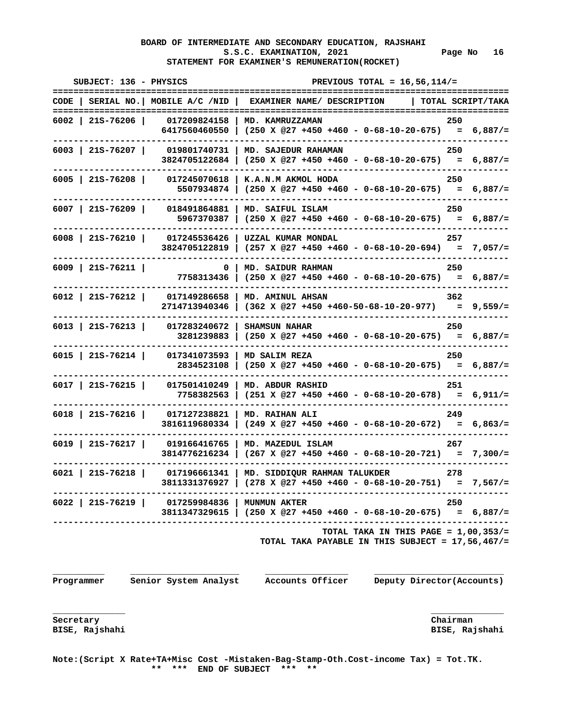**BOARD OF INTERMEDIATE AND SECONDARY EDUCATION, RAJSHAHI**
**S.S.C. EXAMINATION, 2021** Page No 16
**STATEMENT FOR EXAMINER'S REMUNERATION(ROCKET)**

**SUBJECT: 136 - PHYSICS** **PREVIOUS TOTAL = 16,56,114/=**

| CODE | SERIAL NO. | MOBILE A/C /NID | EXAMINER NAME/ DESCRIPTION | TOTAL SCRIPT/TAKA |
|---|---|---|---|---|
| 6002 | 21S-76206 | 017209824158 | MD. KAMRUZZAMAN | 250 |
| | | 6417560460550 | (250 X @27 +450 +460 - 0-68-10-20-675) | = 6,887/= |
| 6003 | 21S-76207 | 019801740731 | MD. SAJEDUR RAHAMAN | 250 |
| | | 3824705122684 | (250 X @27 +450 +460 - 0-68-10-20-675) | = 6,887/= |
| 6005 | 21S-76208 | 017245070618 | K.A.N.M AKMOL HODA | 250 |
| | | 5507934874 | (250 X @27 +450 +460 - 0-68-10-20-675) | = 6,887/= |
| 6007 | 21S-76209 | 018491864881 | MD. SAIFUL ISLAM | 250 |
| | | 5967370387 | (250 X @27 +450 +460 - 0-68-10-20-675) | = 6,887/= |
| 6008 | 21S-76210 | 017245536426 | UZZAL KUMAR MONDAL | 257 |
| | | 3824705122819 | (257 X @27 +450 +460 - 0-68-10-20-694) | = 7,057/= |
| 6009 | 21S-76211 | 0 | MD. SAIDUR RAHMAN | 250 |
| | | 7758313436 | (250 X @27 +450 +460 - 0-68-10-20-675) | = 6,887/= |
| 6012 | 21S-76212 | 017149286658 | MD. AMINUL AHSAN | 362 |
| | | 2714713940346 | (362 X @27 +450 +460-50-68-10-20-977) | = 9,559/= |
| 6013 | 21S-76213 | 017283240672 | SHAMSUN NAHAR | 250 |
| | | 3281239883 | (250 X @27 +450 +460 - 0-68-10-20-675) | = 6,887/= |
| 6015 | 21S-76214 | 017341073593 | MD SALIM REZA | 250 |
| | | 2834523108 | (250 X @27 +450 +460 - 0-68-10-20-675) | = 6,887/= |
| 6017 | 21S-76215 | 017501410249 | MD. ABDUR RASHID | 251 |
| | | 7758382563 | (251 X @27 +450 +460 - 0-68-10-20-678) | = 6,911/= |
| 6018 | 21S-76216 | 017127238821 | MD. RAIHAN ALI | 249 |
| | | 3816119680334 | (249 X @27 +450 +460 - 0-68-10-20-672) | = 6,863/= |
| 6019 | 21S-76217 | 019166416765 | MD. MAZEDUL ISLAM | 267 |
| | | 3814776216234 | (267 X @27 +450 +460 - 0-68-10-20-721) | = 7,300/= |
| 6021 | 21S-76218 | 017196661341 | MD. SIDDIQUR RAHMAN TALUKDER | 278 |
| | | 3811331376927 | (278 X @27 +450 +460 - 0-68-10-20-751) | = 7,567/= |
| 6022 | 21S-76219 | 017259984836 | MUNMUN AKTER | 250 |
| | | 3811347329615 | (250 X @27 +450 +460 - 0-68-10-20-675) | = 6,887/= |

**TOTAL TAKA IN THIS PAGE = 1,00,353/=**
**TOTAL TAKA PAYABLE IN THIS SUBJECT = 17,56,467/=**

Programmer Senior System Analyst Accounts Officer Deputy Director(Accounts)

Secretary
BISE, Rajshahi

Chairman
BISE, Rajshahi

**Note:(Script X Rate+TA+Misc Cost -Mistaken-Bag-Stamp-Oth.Cost-income Tax) = Tot.TK.**
**\*\* \*\*\* END OF SUBJECT \*\*\* \*\***